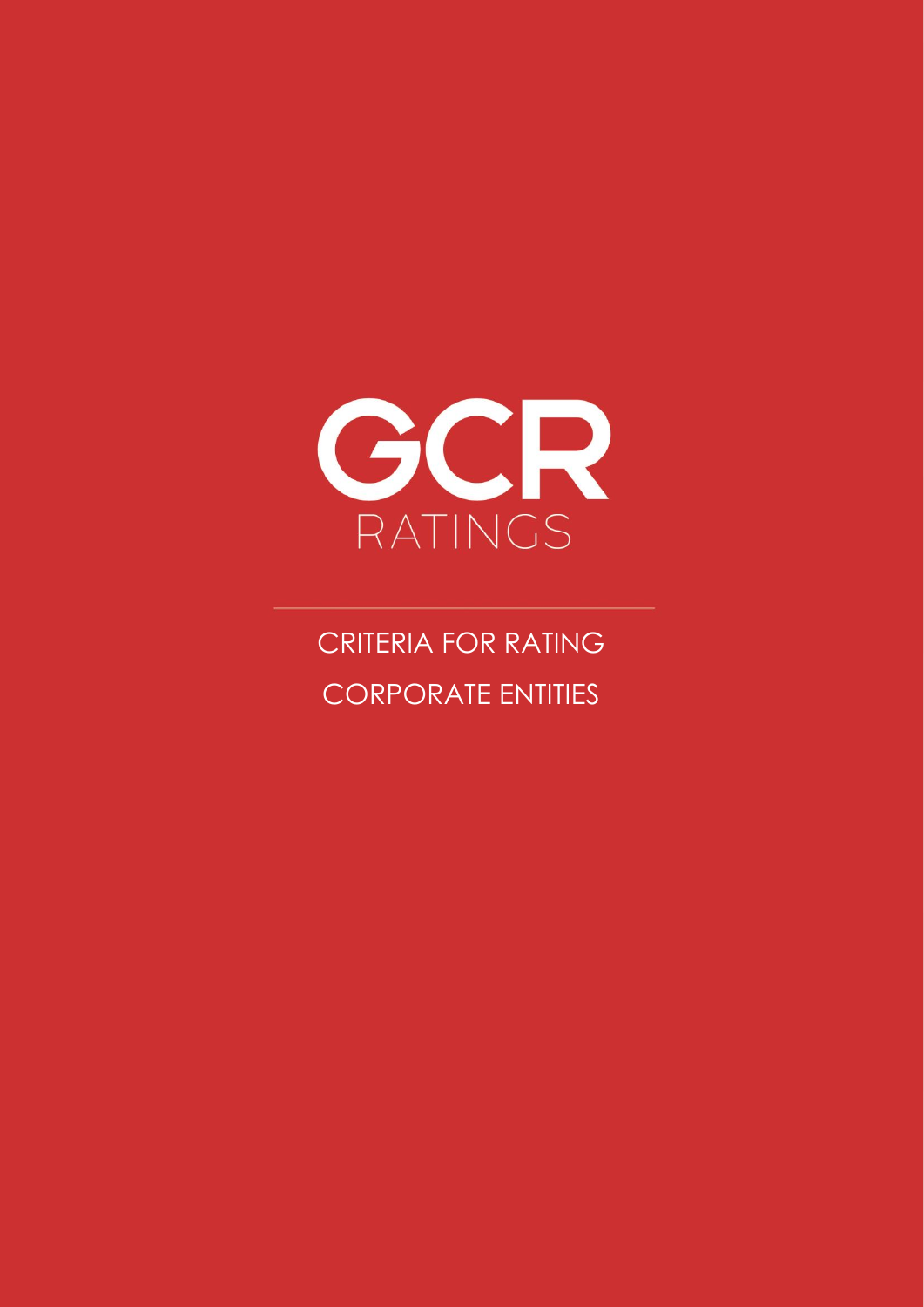GCR

RATINGS

# CRITERIA FOR RATING CORPORATE ENTITIES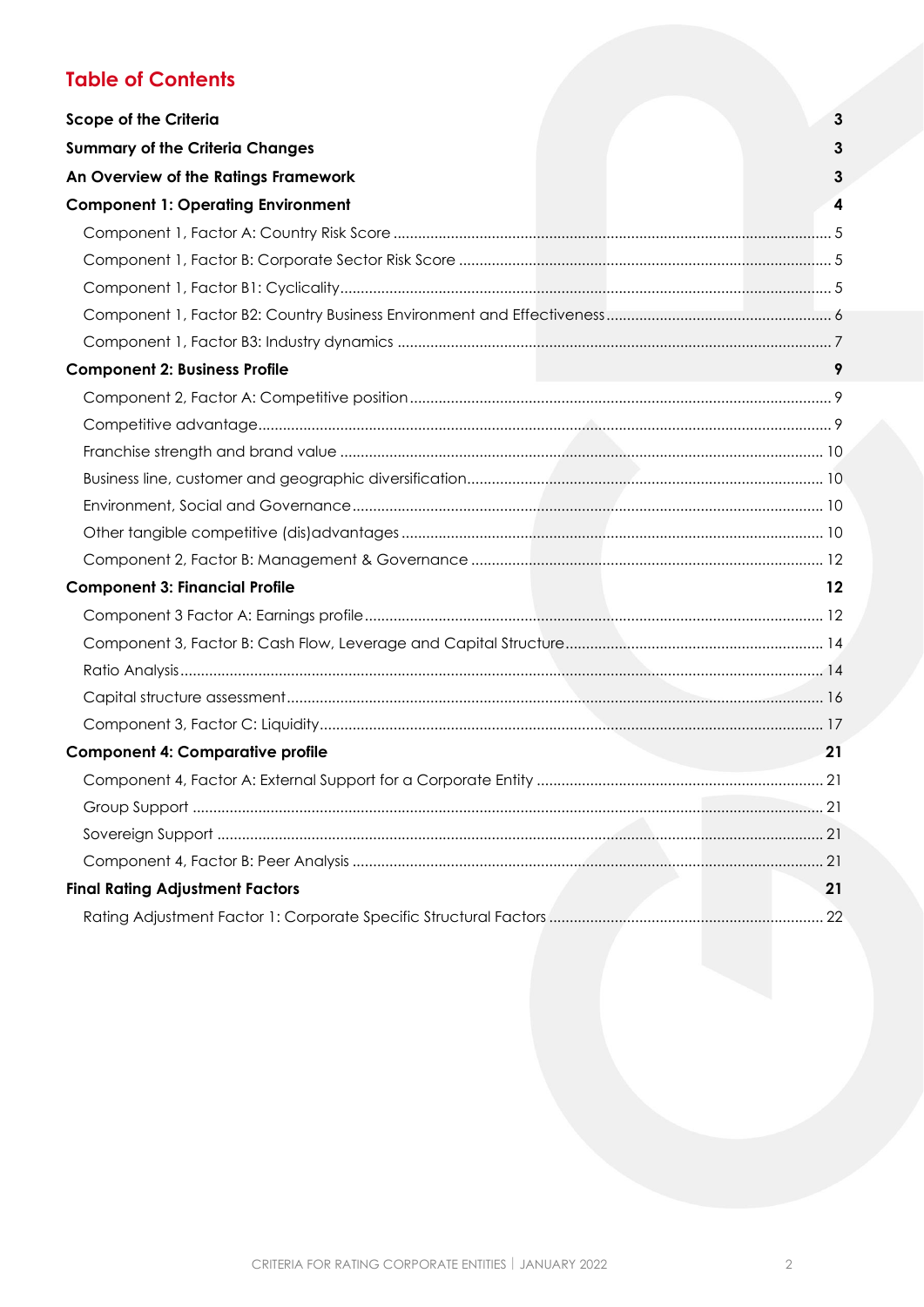## Table of Contents

**Scope of the Criteria** 3

**Summary of the Criteria Changes** 3

**An Overview of the Ratings Framework** 3

**Component 1: Operating Environment** 4

- Component 1, Factor A: Country Risk Score 5
- Component 1, Factor B: Corporate Sector Risk Score 5
- Component 1, Factor B1: Cyclicality 5
- Component 1, Factor B2: Country Business Environment and Effectiveness 6
- Component 1, Factor B3: Industry dynamics 7

**Component 2: Business Profile** 9

- Component 2, Factor A: Competitive position 9
- Competitive advantage 9
- Franchise strength and brand value 10
- Business line, customer and geographic diversification 10
- Environment, Social and Governance 10
- Other tangible competitive (dis)advantages 10
- Component 2, Factor B: Management & Governance 12

**Component 3: Financial Profile** 12

- Component 3 Factor A: Earnings profile 12
- Component 3, Factor B: Cash Flow, Leverage and Capital Structure 14
- Ratio Analysis 14
- Capital structure assessment 16
- Component 3, Factor C: Liquidity 17

**Component 4: Comparative profile** 21

- Component 4, Factor A: External Support for a Corporate Entity 21
- Group Support 21
- Sovereign Support 21
- Component 4, Factor B: Peer Analysis 21

**Final Rating Adjustment Factors** 21

- Rating Adjustment Factor 1: Corporate Specific Structural Factors 22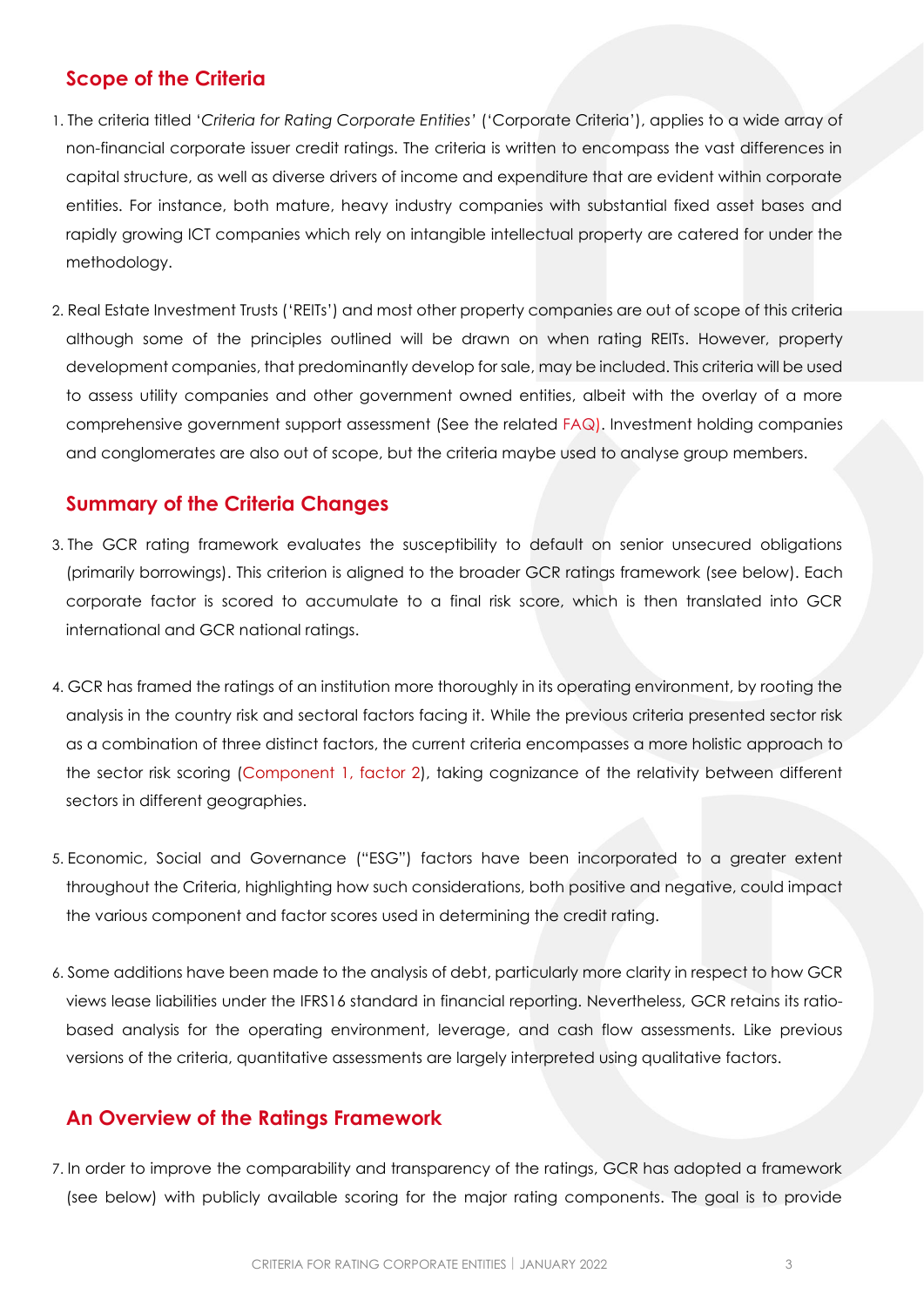## Scope of the Criteria

1. The criteria titled '*Criteria for Rating Corporate Entities*' ('Corporate Criteria'), applies to a wide array of non-financial corporate issuer credit ratings. The criteria is written to encompass the vast differences in capital structure, as well as diverse drivers of income and expenditure that are evident within corporate entities. For instance, both mature, heavy industry companies with substantial fixed asset bases and rapidly growing ICT companies which rely on intangible intellectual property are catered for under the methodology.

2. Real Estate Investment Trusts ('REITs') and most other property companies are out of scope of this criteria although some of the principles outlined will be drawn on when rating REITs. However, property development companies, that predominantly develop for sale, may be included. This criteria will be used to assess utility companies and other government owned entities, albeit with the overlay of a more comprehensive government support assessment (See the related FAQ). Investment holding companies and conglomerates are also out of scope, but the criteria maybe used to analyse group members.

## Summary of the Criteria Changes

3. The GCR rating framework evaluates the susceptibility to default on senior unsecured obligations (primarily borrowings). This criterion is aligned to the broader GCR ratings framework (see below). Each corporate factor is scored to accumulate to a final risk score, which is then translated into GCR international and GCR national ratings.

4. GCR has framed the ratings of an institution more thoroughly in its operating environment, by rooting the analysis in the country risk and sectoral factors facing it. While the previous criteria presented sector risk as a combination of three distinct factors, the current criteria encompasses a more holistic approach to the sector risk scoring (Component 1, factor 2), taking cognizance of the relativity between different sectors in different geographies.

5. Economic, Social and Governance ("ESG") factors have been incorporated to a greater extent throughout the Criteria, highlighting how such considerations, both positive and negative, could impact the various component and factor scores used in determining the credit rating.

6. Some additions have been made to the analysis of debt, particularly more clarity in respect to how GCR views lease liabilities under the IFRS16 standard in financial reporting. Nevertheless, GCR retains its ratio-based analysis for the operating environment, leverage, and cash flow assessments. Like previous versions of the criteria, quantitative assessments are largely interpreted using qualitative factors.

## An Overview of the Ratings Framework

7. In order to improve the comparability and transparency of the ratings, GCR has adopted a framework (see below) with publicly available scoring for the major rating components. The goal is to provide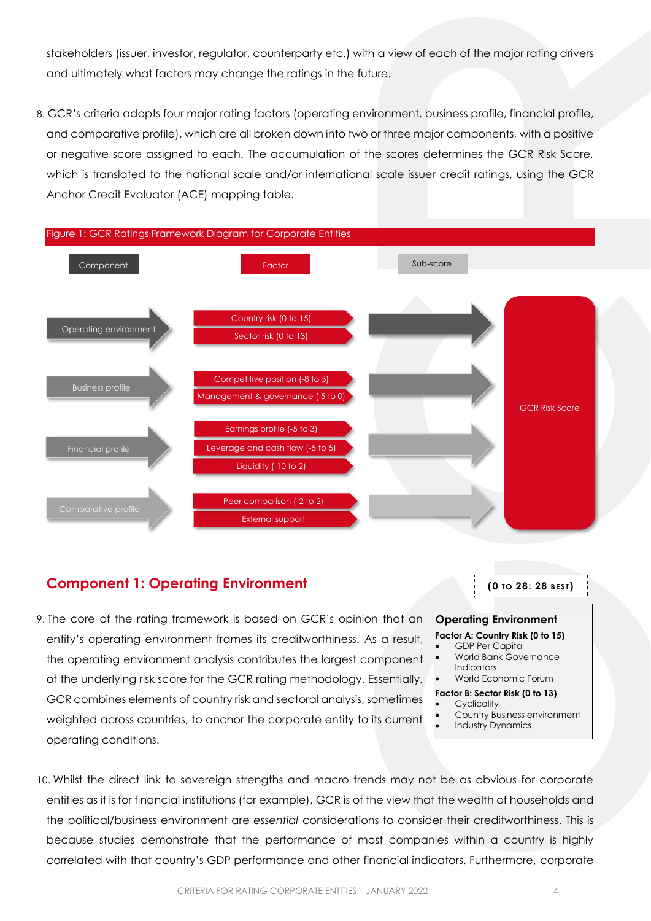stakeholders (issuer, investor, regulator, counterparty etc.) with a view of each of the major rating drivers and ultimately what factors may change the ratings in the future.

8. GCR's criteria adopts four major rating factors (operating environment, business profile, financial profile, and comparative profile), which are all broken down into two or three major components, with a positive or negative score assigned to each. The accumulation of the scores determines the GCR Risk Score, which is translated to the national scale and/or international scale issuer credit ratings, using the GCR Anchor Credit Evaluator (ACE) mapping table.

Figure 1: GCR Ratings Framework Diagram for Corporate Entities

| Component | Factor | Sub-score |
|---|---|---|
| Operating environment | Country risk (0 to 15) | GCR Risk Score |
| | Sector risk (0 to 13) | |
| Business profile | Competitive position (-8 to 5) | |
| | Management & governance (-5 to 0) | |
| Financial profile | Earnings profile (-5 to 3) | |
| | Leverage and cash flow (-5 to 5) | |
| | Liquidity (-10 to 2) | |
| Comparative profile | Peer comparison (-2 to 2) | |
| | External support | |

## Component 1: Operating Environment

**(0 to 28: 28 best)**

9. The core of the rating framework is based on GCR's opinion that an entity's operating environment frames its creditworthiness. As a result, the operating environment analysis contributes the largest component of the underlying risk score for the GCR rating methodology. Essentially, GCR combines elements of country risk and sectoral analysis, sometimes weighted across countries, to anchor the corporate entity to its current operating conditions.

**Operating Environment**

**Factor A: Country Risk (0 to 15)**
- GDP Per Capita
- World Bank Governance Indicators
- World Economic Forum

**Factor B: Sector Risk (0 to 13)**
- Cyclicality
- Country Business environment
- Industry Dynamics

10. Whilst the direct link to sovereign strengths and macro trends may not be as obvious for corporate entities as it is for financial institutions (for example), GCR is of the view that the wealth of households and the political/business environment are *essential* considerations to consider their creditworthiness. This is because studies demonstrate that the performance of most companies within a country is highly correlated with that country's GDP performance and other financial indicators. Furthermore, corporate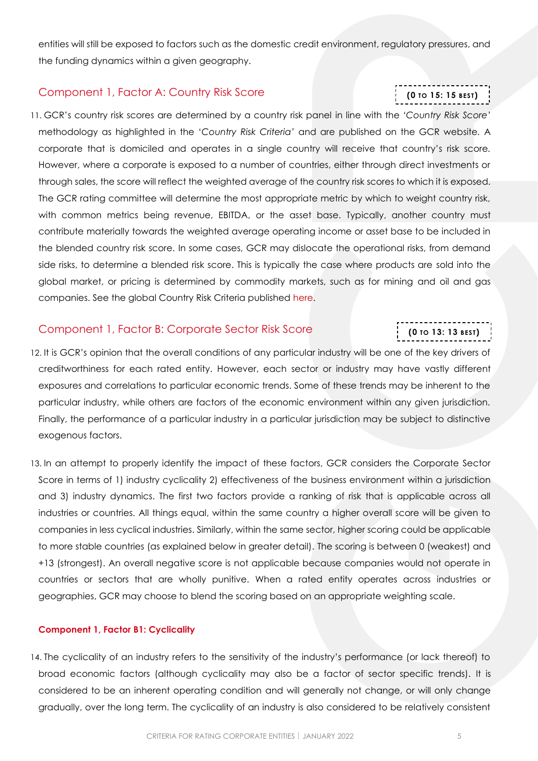entities will still be exposed to factors such as the domestic credit environment, regulatory pressures, and the funding dynamics within a given geography.

## Component 1, Factor A: Country Risk Score

**(0 to 15: 15 best)**

11. GCR's country risk scores are determined by a country risk panel in line with the *'Country Risk Score'* methodology as highlighted in the *'Country Risk Criteria'* and are published on the GCR website. A corporate that is domiciled and operates in a single country will receive that country's risk score. However, where a corporate is exposed to a number of countries, either through direct investments or through sales, the score will reflect the weighted average of the country risk scores to which it is exposed. The GCR rating committee will determine the most appropriate metric by which to weight country risk, with common metrics being revenue, EBITDA, or the asset base. Typically, another country must contribute materially towards the weighted average operating income or asset base to be included in the blended country risk score. In some cases, GCR may dislocate the operational risks, from demand side risks, to determine a blended risk score. This is typically the case where products are sold into the global market, or pricing is determined by commodity markets, such as for mining and oil and gas companies. See the global Country Risk Criteria published here.

## Component 1, Factor B: Corporate Sector Risk Score

**(0 to 13: 13 best)**

12. It is GCR's opinion that the overall conditions of any particular industry will be one of the key drivers of creditworthiness for each rated entity. However, each sector or industry may have vastly different exposures and correlations to particular economic trends. Some of these trends may be inherent to the particular industry, while others are factors of the economic environment within any given jurisdiction. Finally, the performance of a particular industry in a particular jurisdiction may be subject to distinctive exogenous factors.

13. In an attempt to properly identify the impact of these factors, GCR considers the Corporate Sector Score in terms of 1) industry cyclicality 2) effectiveness of the business environment within a jurisdiction and 3) industry dynamics. The first two factors provide a ranking of risk that is applicable across all industries or countries. All things equal, within the same country a higher overall score will be given to companies in less cyclical industries. Similarly, within the same sector, higher scoring could be applicable to more stable countries (as explained below in greater detail). The scoring is between 0 (weakest) and +13 (strongest). An overall negative score is not applicable because companies would not operate in countries or sectors that are wholly punitive. When a rated entity operates across industries or geographies, GCR may choose to blend the scoring based on an appropriate weighting scale.

### Component 1, Factor B1: Cyclicality

14. The cyclicality of an industry refers to the sensitivity of the industry's performance (or lack thereof) to broad economic factors (although cyclicality may also be a factor of sector specific trends). It is considered to be an inherent operating condition and will generally not change, or will only change gradually, over the long term. The cyclicality of an industry is also considered to be relatively consistent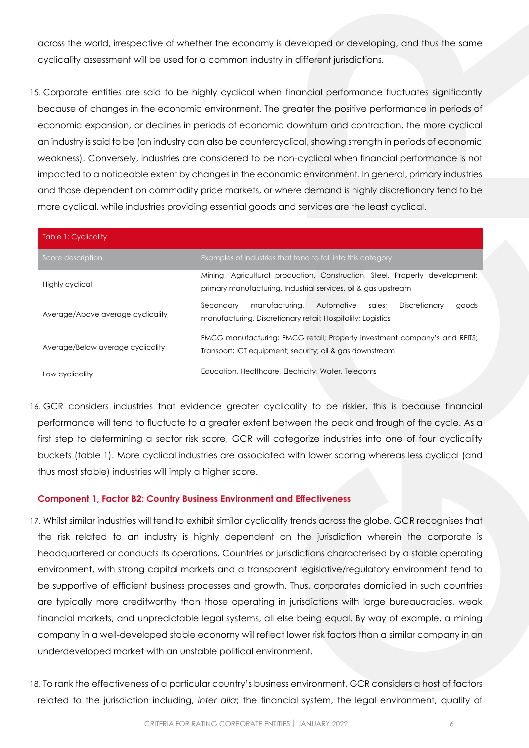across the world, irrespective of whether the economy is developed or developing, and thus the same cyclicality assessment will be used for a common industry in different jurisdictions.

15. Corporate entities are said to be highly cyclical when financial performance fluctuates significantly because of changes in the economic environment. The greater the positive performance in periods of economic expansion, or declines in periods of economic downturn and contraction, the more cyclical an industry is said to be (an industry can also be countercyclical, showing strength in periods of economic weakness). Conversely, industries are considered to be non-cyclical when financial performance is not impacted to a noticeable extent by changes in the economic environment. In general, primary industries and those dependent on commodity price markets, or where demand is highly discretionary tend to be more cyclical, while industries providing essential goods and services are the least cyclical.

Table 1: Cyclicality

| Score description | Examples of industries that tend to fall into this category |
|---|---|
| Highly cyclical | Mining, Agricultural production, Construction, Steel, Property development; primary manufacturing, Industrial services, oil & gas upstream |
| Average/Above average cyclicality | Secondary manufacturing, Automotive sales; Discretionary goods manufacturing, Discretionary retail; Hospitality; Logistics |
| Average/Below average cyclicality | FMCG manufacturing; FMCG retail; Property investment company's and REITS; Transport; ICT equipment; security; oil & gas downstream |
| Low cyclicality | Education, Healthcare, Electricity, Water, Telecoms |

16. GCR considers industries that evidence greater cyclicality to be riskier, this is because financial performance will tend to fluctuate to a greater extent between the peak and trough of the cycle. As a first step to determining a sector risk score, GCR will categorize industries into one of four cyclicality buckets (table 1). More cyclical industries are associated with lower scoring whereas less cyclical (and thus most stable) industries will imply a higher score.

**Component 1, Factor B2: Country Business Environment and Effectiveness**

17. Whilst similar industries will tend to exhibit similar cyclicality trends across the globe, GCR recognises that the risk related to an industry is highly dependent on the jurisdiction wherein the corporate is headquartered or conducts its operations. Countries or jurisdictions characterised by a stable operating environment, with strong capital markets and a transparent legislative/regulatory environment tend to be supportive of efficient business processes and growth. Thus, corporates domiciled in such countries are typically more creditworthy than those operating in jurisdictions with large bureaucracies, weak financial markets, and unpredictable legal systems, all else being equal. By way of example, a mining company in a well-developed stable economy will reflect lower risk factors than a similar company in an underdeveloped market with an unstable political environment.

18. To rank the effectiveness of a particular country's business environment, GCR considers a host of factors related to the jurisdiction including, *inter alia*; the financial system, the legal environment, quality of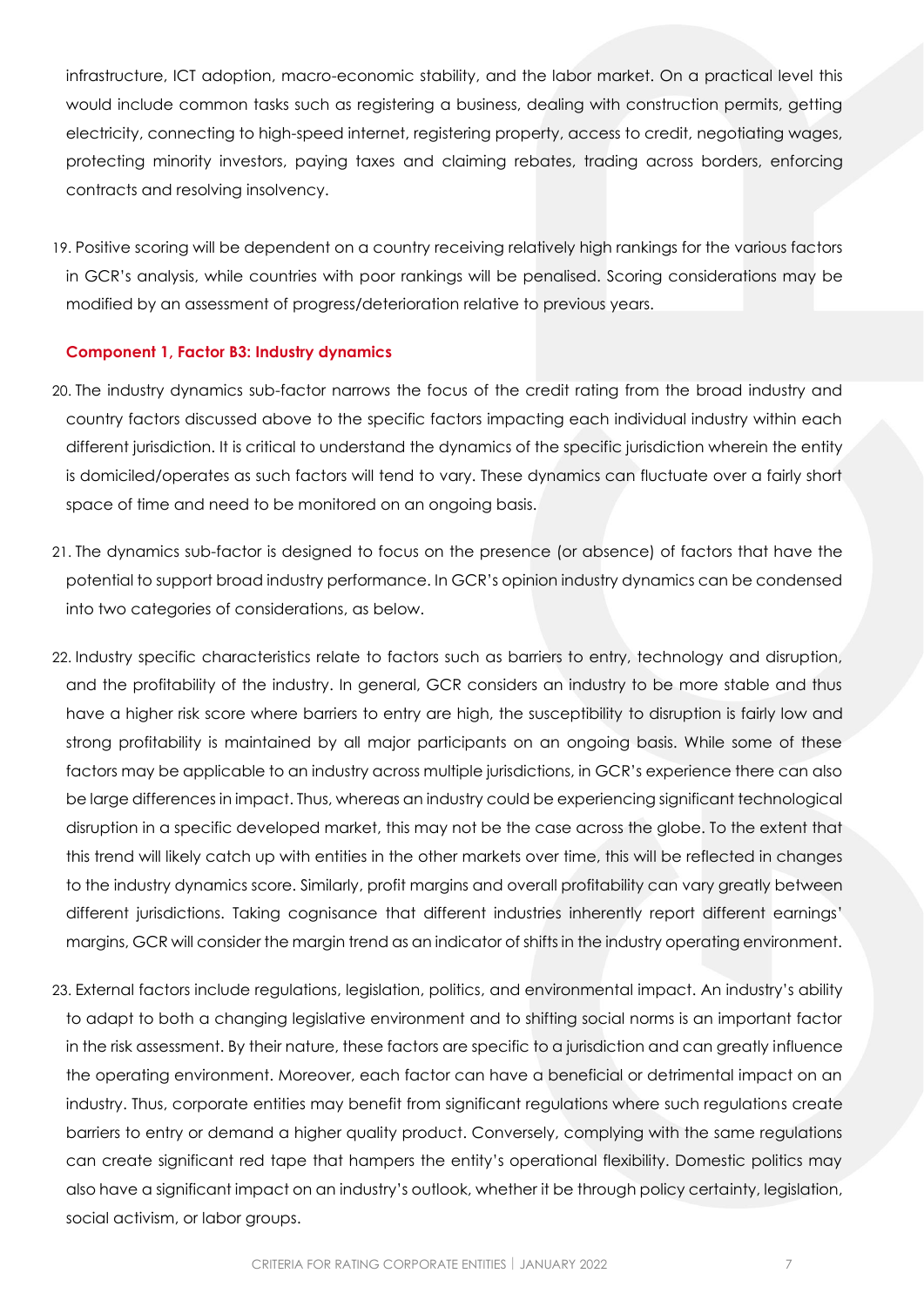infrastructure, ICT adoption, macro-economic stability, and the labor market. On a practical level this would include common tasks such as registering a business, dealing with construction permits, getting electricity, connecting to high-speed internet, registering property, access to credit, negotiating wages, protecting minority investors, paying taxes and claiming rebates, trading across borders, enforcing contracts and resolving insolvency.

19. Positive scoring will be dependent on a country receiving relatively high rankings for the various factors in GCR's analysis, while countries with poor rankings will be penalised. Scoring considerations may be modified by an assessment of progress/deterioration relative to previous years.

**Component 1, Factor B3: Industry dynamics**

20. The industry dynamics sub-factor narrows the focus of the credit rating from the broad industry and country factors discussed above to the specific factors impacting each individual industry within each different jurisdiction. It is critical to understand the dynamics of the specific jurisdiction wherein the entity is domiciled/operates as such factors will tend to vary. These dynamics can fluctuate over a fairly short space of time and need to be monitored on an ongoing basis.

21. The dynamics sub-factor is designed to focus on the presence (or absence) of factors that have the potential to support broad industry performance. In GCR's opinion industry dynamics can be condensed into two categories of considerations, as below.

22. Industry specific characteristics relate to factors such as barriers to entry, technology and disruption, and the profitability of the industry. In general, GCR considers an industry to be more stable and thus have a higher risk score where barriers to entry are high, the susceptibility to disruption is fairly low and strong profitability is maintained by all major participants on an ongoing basis. While some of these factors may be applicable to an industry across multiple jurisdictions, in GCR's experience there can also be large differences in impact. Thus, whereas an industry could be experiencing significant technological disruption in a specific developed market, this may not be the case across the globe. To the extent that this trend will likely catch up with entities in the other markets over time, this will be reflected in changes to the industry dynamics score. Similarly, profit margins and overall profitability can vary greatly between different jurisdictions. Taking cognisance that different industries inherently report different earnings' margins, GCR will consider the margin trend as an indicator of shifts in the industry operating environment.

23. External factors include regulations, legislation, politics, and environmental impact. An industry's ability to adapt to both a changing legislative environment and to shifting social norms is an important factor in the risk assessment. By their nature, these factors are specific to a jurisdiction and can greatly influence the operating environment. Moreover, each factor can have a beneficial or detrimental impact on an industry. Thus, corporate entities may benefit from significant regulations where such regulations create barriers to entry or demand a higher quality product. Conversely, complying with the same regulations can create significant red tape that hampers the entity's operational flexibility. Domestic politics may also have a significant impact on an industry's outlook, whether it be through policy certainty, legislation, social activism, or labor groups.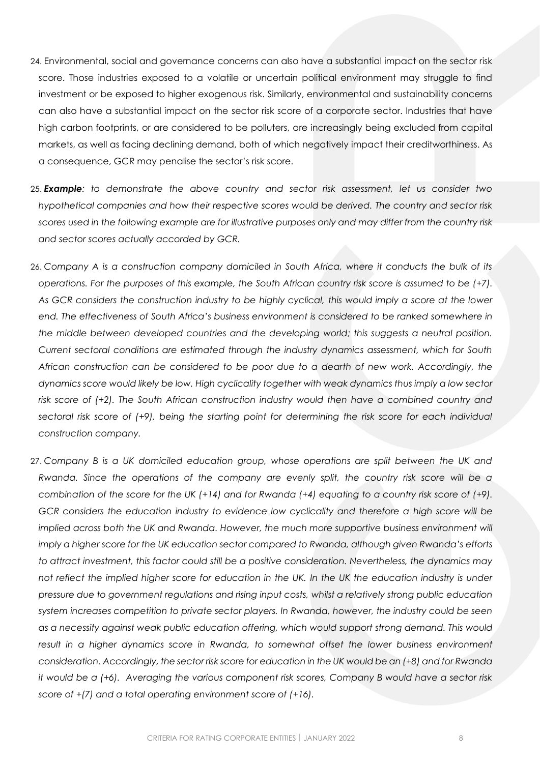24. Environmental, social and governance concerns can also have a substantial impact on the sector risk score. Those industries exposed to a volatile or uncertain political environment may struggle to find investment or be exposed to higher exogenous risk. Similarly, environmental and sustainability concerns can also have a substantial impact on the sector risk score of a corporate sector. Industries that have high carbon footprints, or are considered to be polluters, are increasingly being excluded from capital markets, as well as facing declining demand, both of which negatively impact their creditworthiness. As a consequence, GCR may penalise the sector's risk score.

25. ***Example****: to demonstrate the above country and sector risk assessment, let us consider two hypothetical companies and how their respective scores would be derived. The country and sector risk scores used in the following example are for illustrative purposes only and may differ from the country risk and sector scores actually accorded by GCR.*

26. *Company A is a construction company domiciled in South Africa, where it conducts the bulk of its operations. For the purposes of this example, the South African country risk score is assumed to be (+7). As GCR considers the construction industry to be highly cyclical, this would imply a score at the lower end. The effectiveness of South Africa's business environment is considered to be ranked somewhere in the middle between developed countries and the developing world; this suggests a neutral position. Current sectoral conditions are estimated through the industry dynamics assessment, which for South African construction can be considered to be poor due to a dearth of new work. Accordingly, the dynamics score would likely be low. High cyclicality together with weak dynamics thus imply a low sector risk score of (+2). The South African construction industry would then have a combined country and sectoral risk score of (+9), being the starting point for determining the risk score for each individual construction company.*

27. *Company B is a UK domiciled education group, whose operations are split between the UK and Rwanda. Since the operations of the company are evenly split, the country risk score will be a combination of the score for the UK (+14) and for Rwanda (+4) equating to a country risk score of (+9). GCR considers the education industry to evidence low cyclicality and therefore a high score will be implied across both the UK and Rwanda. However, the much more supportive business environment will imply a higher score for the UK education sector compared to Rwanda, although given Rwanda's efforts to attract investment, this factor could still be a positive consideration. Nevertheless, the dynamics may not reflect the implied higher score for education in the UK. In the UK the education industry is under pressure due to government regulations and rising input costs, whilst a relatively strong public education system increases competition to private sector players. In Rwanda, however, the industry could be seen as a necessity against weak public education offering, which would support strong demand. This would result in a higher dynamics score in Rwanda, to somewhat offset the lower business environment consideration. Accordingly, the sector risk score for education in the UK would be an (+8) and for Rwanda it would be a (+6). Averaging the various component risk scores, Company B would have a sector risk score of +(7) and a total operating environment score of (+16).*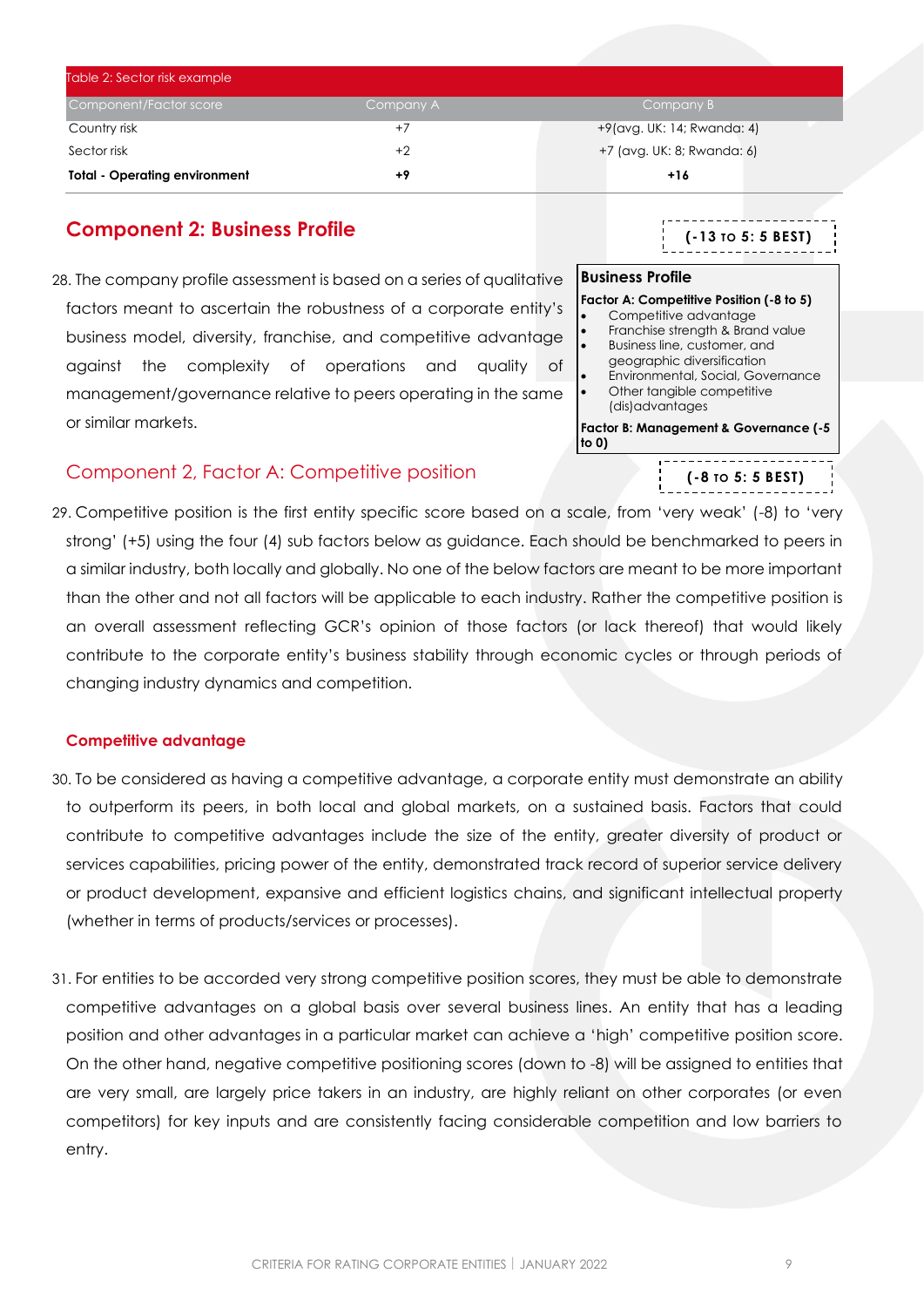Table 2: Sector risk example

| Component/Factor score | Company A | Company B |
| --- | --- | --- |
| Country risk | +7 | +9(avg. UK: 14; Rwanda: 4) |
| Sector risk | +2 | +7 (avg. UK: 8; Rwanda: 6) |
| **Total - Operating environment** | **+9** | **+16** |

## Component 2: Business Profile

**(-13 TO 5: 5 BEST)**

**Business Profile**

**Factor A: Competitive Position (-8 to 5)**

- Competitive advantage
- Franchise strength & Brand value
- Business line, customer, and geographic diversification
- Environmental, Social, Governance
- Other tangible competitive (dis)advantages

**Factor B: Management & Governance (-5 to 0)**

28. The company profile assessment is based on a series of qualitative factors meant to ascertain the robustness of a corporate entity's business model, diversity, franchise, and competitive advantage against the complexity of operations and quality of management/governance relative to peers operating in the same or similar markets.

### Component 2, Factor A: Competitive position

**(-8 TO 5: 5 BEST)**

29. Competitive position is the first entity specific score based on a scale, from 'very weak' (-8) to 'very strong' (+5) using the four (4) sub factors below as guidance. Each should be benchmarked to peers in a similar industry, both locally and globally. No one of the below factors are meant to be more important than the other and not all factors will be applicable to each industry. Rather the competitive position is an overall assessment reflecting GCR's opinion of those factors (or lack thereof) that would likely contribute to the corporate entity's business stability through economic cycles or through periods of changing industry dynamics and competition.

#### Competitive advantage

30. To be considered as having a competitive advantage, a corporate entity must demonstrate an ability to outperform its peers, in both local and global markets, on a sustained basis. Factors that could contribute to competitive advantages include the size of the entity, greater diversity of product or services capabilities, pricing power of the entity, demonstrated track record of superior service delivery or product development, expansive and efficient logistics chains, and significant intellectual property (whether in terms of products/services or processes).

31. For entities to be accorded very strong competitive position scores, they must be able to demonstrate competitive advantages on a global basis over several business lines. An entity that has a leading position and other advantages in a particular market can achieve a 'high' competitive position score. On the other hand, negative competitive positioning scores (down to -8) will be assigned to entities that are very small, are largely price takers in an industry, are highly reliant on other corporates (or even competitors) for key inputs and are consistently facing considerable competition and low barriers to entry.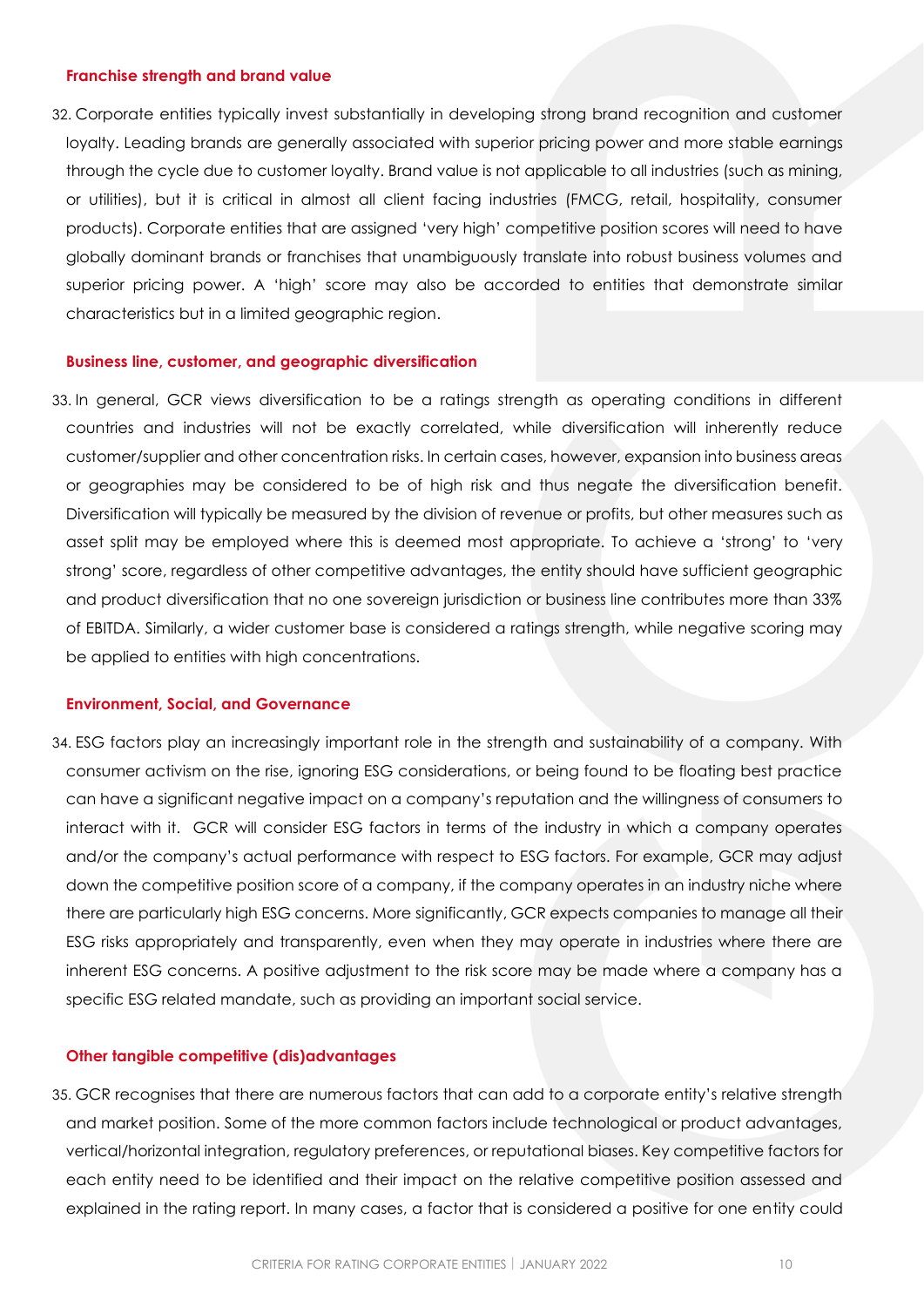#### Franchise strength and brand value

32. Corporate entities typically invest substantially in developing strong brand recognition and customer loyalty. Leading brands are generally associated with superior pricing power and more stable earnings through the cycle due to customer loyalty. Brand value is not applicable to all industries (such as mining, or utilities), but it is critical in almost all client facing industries (FMCG, retail, hospitality, consumer products). Corporate entities that are assigned 'very high' competitive position scores will need to have globally dominant brands or franchises that unambiguously translate into robust business volumes and superior pricing power. A 'high' score may also be accorded to entities that demonstrate similar characteristics but in a limited geographic region.

#### Business line, customer, and geographic diversification

33. In general, GCR views diversification to be a ratings strength as operating conditions in different countries and industries will not be exactly correlated, while diversification will inherently reduce customer/supplier and other concentration risks. In certain cases, however, expansion into business areas or geographies may be considered to be of high risk and thus negate the diversification benefit. Diversification will typically be measured by the division of revenue or profits, but other measures such as asset split may be employed where this is deemed most appropriate. To achieve a 'strong' to 'very strong' score, regardless of other competitive advantages, the entity should have sufficient geographic and product diversification that no one sovereign jurisdiction or business line contributes more than 33% of EBITDA. Similarly, a wider customer base is considered a ratings strength, while negative scoring may be applied to entities with high concentrations.

#### Environment, Social, and Governance

34. ESG factors play an increasingly important role in the strength and sustainability of a company. With consumer activism on the rise, ignoring ESG considerations, or being found to be floating best practice can have a significant negative impact on a company's reputation and the willingness of consumers to interact with it. GCR will consider ESG factors in terms of the industry in which a company operates and/or the company's actual performance with respect to ESG factors. For example, GCR may adjust down the competitive position score of a company, if the company operates in an industry niche where there are particularly high ESG concerns. More significantly, GCR expects companies to manage all their ESG risks appropriately and transparently, even when they may operate in industries where there are inherent ESG concerns. A positive adjustment to the risk score may be made where a company has a specific ESG related mandate, such as providing an important social service.

#### Other tangible competitive (dis)advantages

35. GCR recognises that there are numerous factors that can add to a corporate entity's relative strength and market position. Some of the more common factors include technological or product advantages, vertical/horizontal integration, regulatory preferences, or reputational biases. Key competitive factors for each entity need to be identified and their impact on the relative competitive position assessed and explained in the rating report. In many cases, a factor that is considered a positive for one entity could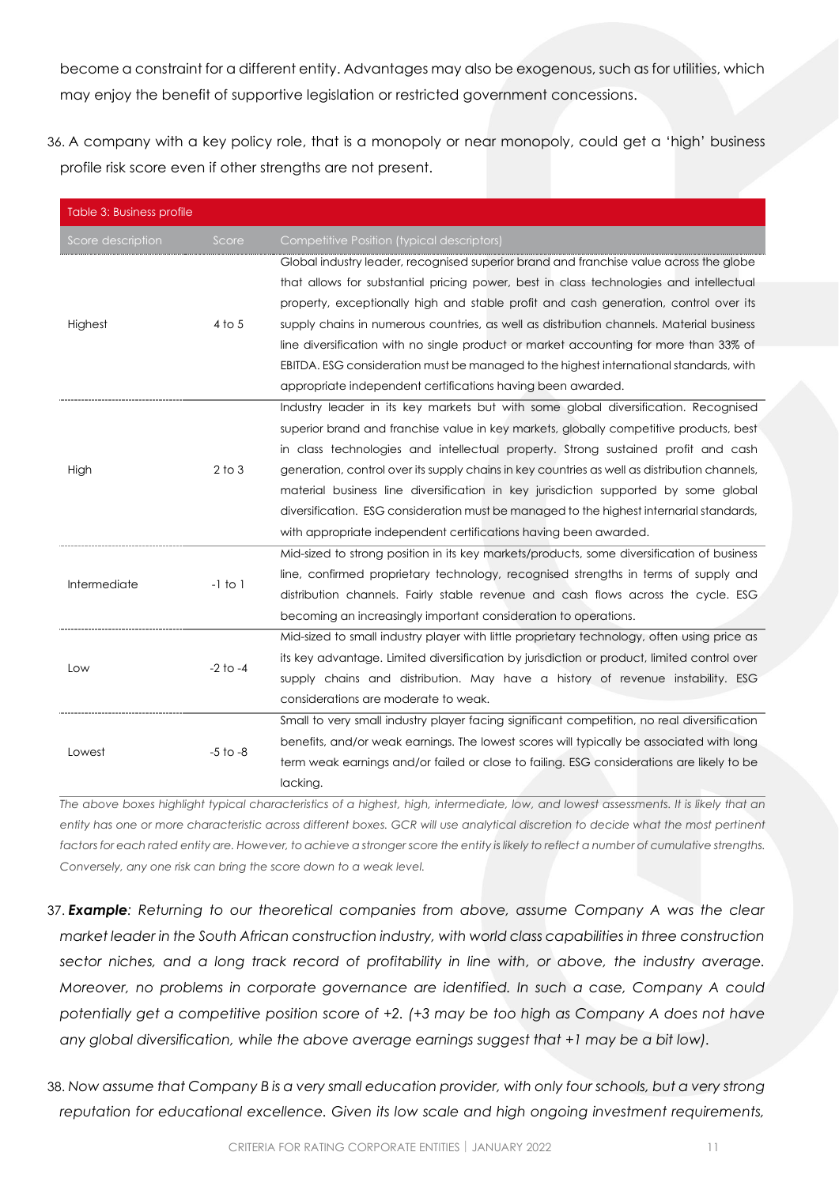become a constraint for a different entity. Advantages may also be exogenous, such as for utilities, which may enjoy the benefit of supportive legislation or restricted government concessions.

36. A company with a key policy role, that is a monopoly or near monopoly, could get a 'high' business profile risk score even if other strengths are not present.

| Table 3: Business profile | | |
|---|---|---|
| Score description | Score | Competitive Position (typical descriptors) |
| Highest | 4 to 5 | Global industry leader, recognised superior brand and franchise value across the globe that allows for substantial pricing power, best in class technologies and intellectual property, exceptionally high and stable profit and cash generation, control over its supply chains in numerous countries, as well as distribution channels. Material business line diversification with no single product or market accounting for more than 33% of EBITDA. ESG consideration must be managed to the highest international standards, with appropriate independent certifications having been awarded. |
| High | 2 to 3 | Industry leader in its key markets but with some global diversification. Recognised superior brand and franchise value in key markets, globally competitive products, best in class technologies and intellectual property. Strong sustained profit and cash generation, control over its supply chains in key countries as well as distribution channels, material business line diversification in key jurisdiction supported by some global diversification. ESG consideration must be managed to the highest internarial standards, with appropriate independent certifications having been awarded. |
| Intermediate | -1 to 1 | Mid-sized to strong position in its key markets/products, some diversification of business line, confirmed proprietary technology, recognised strengths in terms of supply and distribution channels. Fairly stable revenue and cash flows across the cycle. ESG becoming an increasingly important consideration to operations. |
| Low | -2 to -4 | Mid-sized to small industry player with little proprietary technology, often using price as its key advantage. Limited diversification by jurisdiction or product, limited control over supply chains and distribution. May have a history of revenue instability. ESG considerations are moderate to weak. |
| Lowest | -5 to -8 | Small to very small industry player facing significant competition, no real diversification benefits, and/or weak earnings. The lowest scores will typically be associated with long term weak earnings and/or failed or close to failing. ESG considerations are likely to be lacking. |

*The above boxes highlight typical characteristics of a highest, high, intermediate, low, and lowest assessments. It is likely that an entity has one or more characteristic across different boxes. GCR will use analytical discretion to decide what the most pertinent factors for each rated entity are. However, to achieve a stronger score the entity is likely to reflect a number of cumulative strengths. Conversely, any one risk can bring the score down to a weak level.*

37. ***Example****: Returning to our theoretical companies from above, assume Company A was the clear market leader in the South African construction industry, with world class capabilities in three construction sector niches, and a long track record of profitability in line with, or above, the industry average. Moreover, no problems in corporate governance are identified. In such a case, Company A could potentially get a competitive position score of +2. (+3 may be too high as Company A does not have any global diversification, while the above average earnings suggest that +1 may be a bit low).*

38. *Now assume that Company B is a very small education provider, with only four schools, but a very strong reputation for educational excellence. Given its low scale and high ongoing investment requirements,*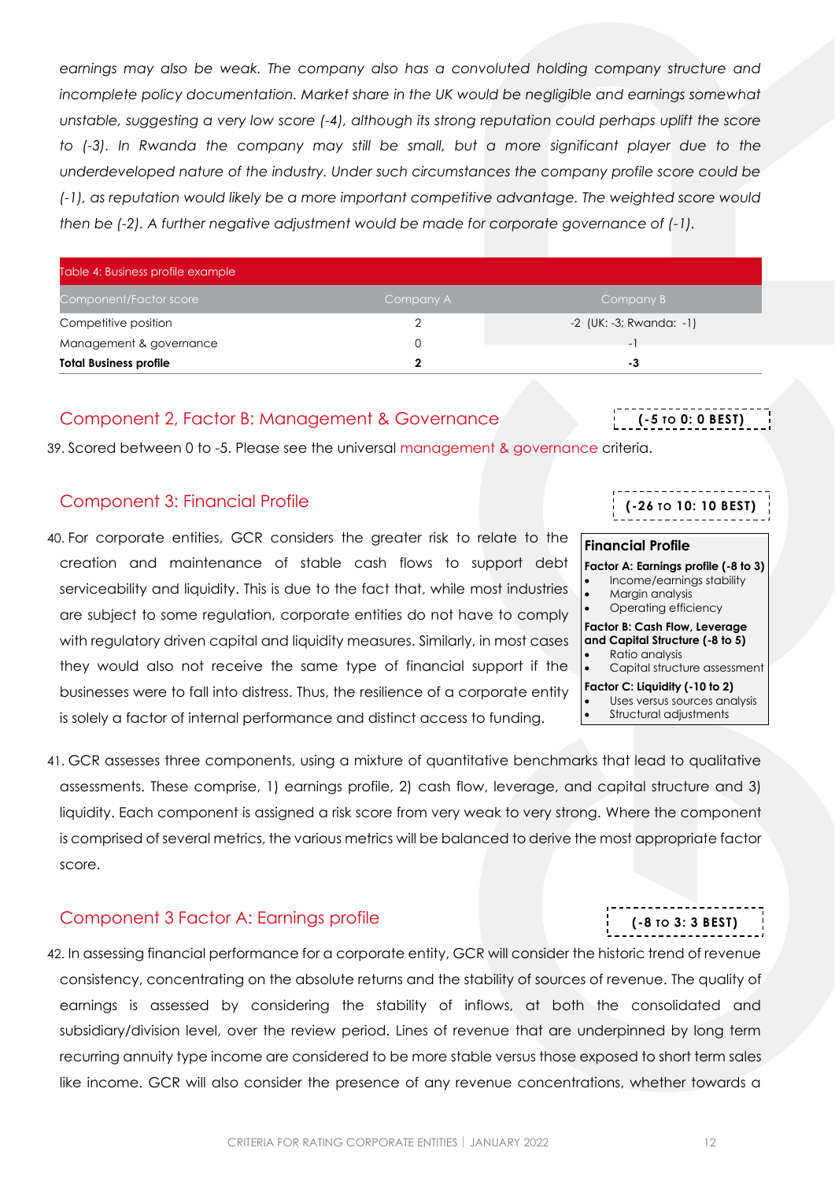*earnings may also be weak. The company also has a convoluted holding company structure and incomplete policy documentation. Market share in the UK would be negligible and earnings somewhat unstable, suggesting a very low score (-4), although its strong reputation could perhaps uplift the score to (-3). In Rwanda the company may still be small, but a more significant player due to the underdeveloped nature of the industry. Under such circumstances the company profile score could be (-1), as reputation would likely be a more important competitive advantage. The weighted score would then be (-2). A further negative adjustment would be made for corporate governance of (-1).*

Table 4: Business profile example

| Component/Factor score | Company A | Company B |
|---|---|---|
| Competitive position | 2 | -2 (UK: -3; Rwanda: -1) |
| Management & governance | 0 | -1 |
| **Total Business profile** | **2** | **-3** |

## Component 2, Factor B: Management & Governance

**(-5 TO 0: 0 BEST)**

39. Scored between 0 to -5. Please see the universal management & governance criteria.

## Component 3: Financial Profile

**(-26 TO 10: 10 BEST)**

40. For corporate entities, GCR considers the greater risk to relate to the creation and maintenance of stable cash flows to support debt serviceability and liquidity. This is due to the fact that, while most industries are subject to some regulation, corporate entities do not have to comply with regulatory driven capital and liquidity measures. Similarly, in most cases they would also not receive the same type of financial support if the businesses were to fall into distress. Thus, the resilience of a corporate entity is solely a factor of internal performance and distinct access to funding.

**Financial Profile**

**Factor A: Earnings profile (-8 to 3)**
- Income/earnings stability
- Margin analysis
- Operating efficiency

**Factor B: Cash Flow, Leverage and Capital Structure (-8 to 5)**
- Ratio analysis
- Capital structure assessment

**Factor C: Liquidity (-10 to 2)**
- Uses versus sources analysis
- Structural adjustments

41. GCR assesses three components, using a mixture of quantitative benchmarks that lead to qualitative assessments. These comprise, 1) earnings profile, 2) cash flow, leverage, and capital structure and 3) liquidity. Each component is assigned a risk score from very weak to very strong. Where the component is comprised of several metrics, the various metrics will be balanced to derive the most appropriate factor score.

## Component 3 Factor A: Earnings profile

**(-8 TO 3: 3 BEST)**

42. In assessing financial performance for a corporate entity, GCR will consider the historic trend of revenue consistency, concentrating on the absolute returns and the stability of sources of revenue. The quality of earnings is assessed by considering the stability of inflows, at both the consolidated and subsidiary/division level, over the review period. Lines of revenue that are underpinned by long term recurring annuity type income are considered to be more stable versus those exposed to short term sales like income. GCR will also consider the presence of any revenue concentrations, whether towards a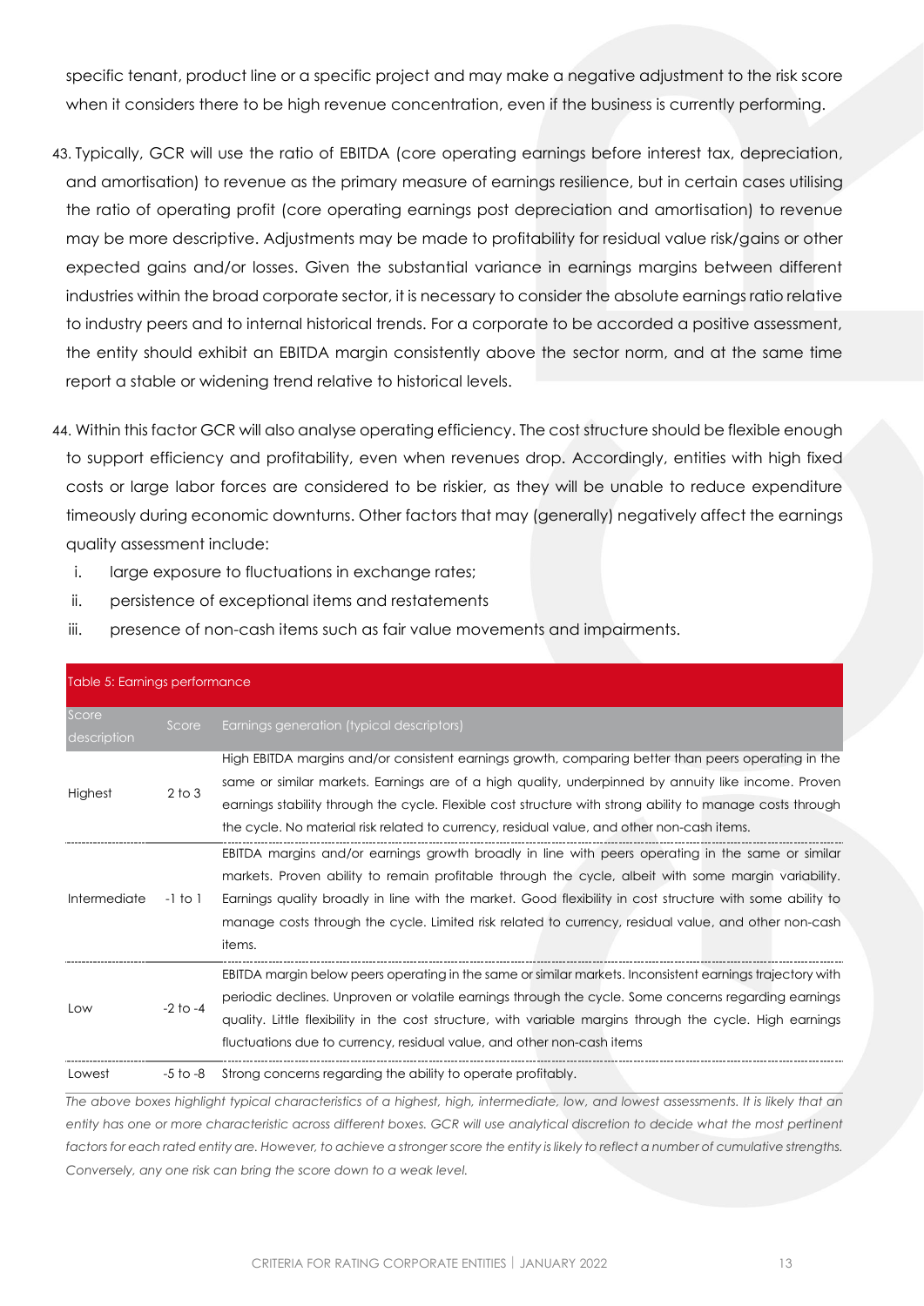specific tenant, product line or a specific project and may make a negative adjustment to the risk score when it considers there to be high revenue concentration, even if the business is currently performing.

43. Typically, GCR will use the ratio of EBITDA (core operating earnings before interest tax, depreciation, and amortisation) to revenue as the primary measure of earnings resilience, but in certain cases utilising the ratio of operating profit (core operating earnings post depreciation and amortisation) to revenue may be more descriptive. Adjustments may be made to profitability for residual value risk/gains or other expected gains and/or losses. Given the substantial variance in earnings margins between different industries within the broad corporate sector, it is necessary to consider the absolute earnings ratio relative to industry peers and to internal historical trends. For a corporate to be accorded a positive assessment, the entity should exhibit an EBITDA margin consistently above the sector norm, and at the same time report a stable or widening trend relative to historical levels.

44. Within this factor GCR will also analyse operating efficiency. The cost structure should be flexible enough to support efficiency and profitability, even when revenues drop. Accordingly, entities with high fixed costs or large labor forces are considered to be riskier, as they will be unable to reduce expenditure timeously during economic downturns. Other factors that may (generally) negatively affect the earnings quality assessment include:

   i. large exposure to fluctuations in exchange rates;
   ii. persistence of exceptional items and restatements
   iii. presence of non-cash items such as fair value movements and impairments.

**Table 5: Earnings performance**

| Score description | Score | Earnings generation (typical descriptors) |
|---|---|---|
| Highest | 2 to 3 | High EBITDA margins and/or consistent earnings growth, comparing better than peers operating in the same or similar markets. Earnings are of a high quality, underpinned by annuity like income. Proven earnings stability through the cycle. Flexible cost structure with strong ability to manage costs through the cycle. No material risk related to currency, residual value, and other non-cash items. |
| Intermediate | -1 to 1 | EBITDA margins and/or earnings growth broadly in line with peers operating in the same or similar markets. Proven ability to remain profitable through the cycle, albeit with some margin variability. Earnings quality broadly in line with the market. Good flexibility in cost structure with some ability to manage costs through the cycle. Limited risk related to currency, residual value, and other non-cash items. |
| Low | -2 to -4 | EBITDA margin below peers operating in the same or similar markets. Inconsistent earnings trajectory with periodic declines. Unproven or volatile earnings through the cycle. Some concerns regarding earnings quality. Little flexibility in the cost structure, with variable margins through the cycle. High earnings fluctuations due to currency, residual value, and other non-cash items |
| Lowest | -5 to -8 | Strong concerns regarding the ability to operate profitably. |

*The above boxes highlight typical characteristics of a highest, high, intermediate, low, and lowest assessments. It is likely that an entity has one or more characteristic across different boxes. GCR will use analytical discretion to decide what the most pertinent factors for each rated entity are. However, to achieve a stronger score the entity is likely to reflect a number of cumulative strengths. Conversely, any one risk can bring the score down to a weak level.*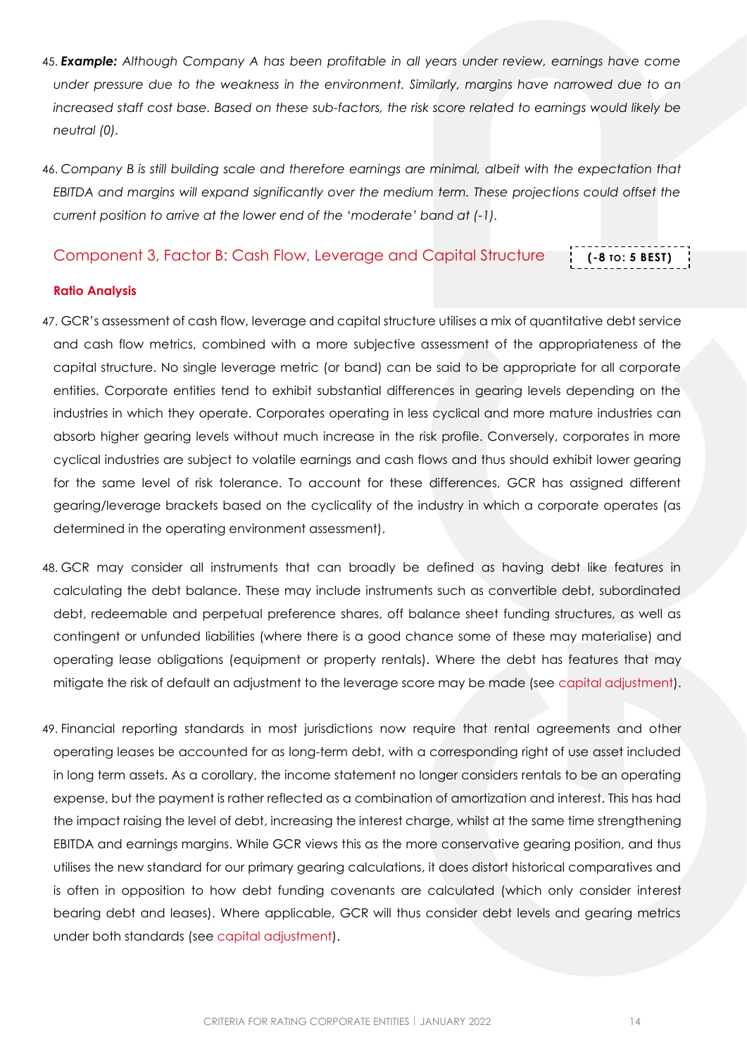45. ***Example:*** *Although Company A has been profitable in all years under review, earnings have come under pressure due to the weakness in the environment. Similarly, margins have narrowed due to an increased staff cost base. Based on these sub-factors, the risk score related to earnings would likely be neutral (0).*

46. *Company B is still building scale and therefore earnings are minimal, albeit with the expectation that EBITDA and margins will expand significantly over the medium term. These projections could offset the current position to arrive at the lower end of the 'moderate' band at (-1).*

## Component 3, Factor B: Cash Flow, Leverage and Capital Structure

**(-8 TO: 5 BEST)**

**Ratio Analysis**

47. GCR's assessment of cash flow, leverage and capital structure utilises a mix of quantitative debt service and cash flow metrics, combined with a more subjective assessment of the appropriateness of the capital structure. No single leverage metric (or band) can be said to be appropriate for all corporate entities. Corporate entities tend to exhibit substantial differences in gearing levels depending on the industries in which they operate. Corporates operating in less cyclical and more mature industries can absorb higher gearing levels without much increase in the risk profile. Conversely, corporates in more cyclical industries are subject to volatile earnings and cash flows and thus should exhibit lower gearing for the same level of risk tolerance. To account for these differences, GCR has assigned different gearing/leverage brackets based on the cyclicality of the industry in which a corporate operates (as determined in the operating environment assessment).

48. GCR may consider all instruments that can broadly be defined as having debt like features in calculating the debt balance. These may include instruments such as convertible debt, subordinated debt, redeemable and perpetual preference shares, off balance sheet funding structures, as well as contingent or unfunded liabilities (where there is a good chance some of these may materialise) and operating lease obligations (equipment or property rentals). Where the debt has features that may mitigate the risk of default an adjustment to the leverage score may be made (see capital adjustment).

49. Financial reporting standards in most jurisdictions now require that rental agreements and other operating leases be accounted for as long-term debt, with a corresponding right of use asset included in long term assets. As a corollary, the income statement no longer considers rentals to be an operating expense, but the payment is rather reflected as a combination of amortization and interest. This has had the impact raising the level of debt, increasing the interest charge, whilst at the same time strengthening EBITDA and earnings margins. While GCR views this as the more conservative gearing position, and thus utilises the new standard for our primary gearing calculations, it does distort historical comparatives and is often in opposition to how debt funding covenants are calculated (which only consider interest bearing debt and leases). Where applicable, GCR will thus consider debt levels and gearing metrics under both standards (see capital adjustment).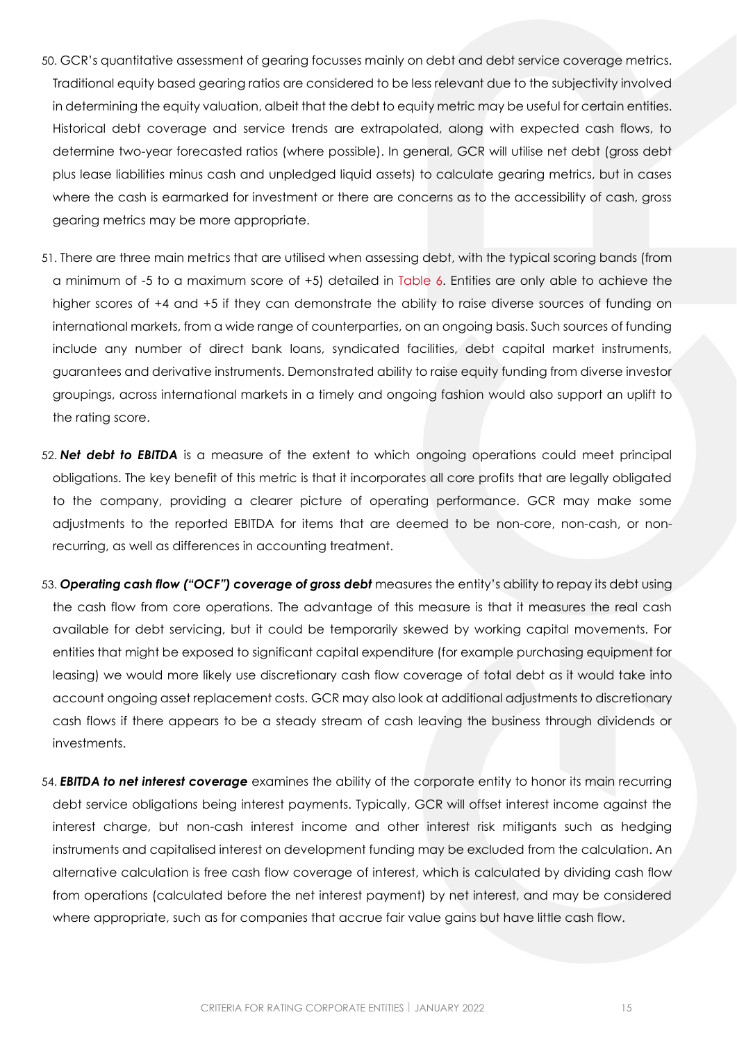50. GCR's quantitative assessment of gearing focusses mainly on debt and debt service coverage metrics. Traditional equity based gearing ratios are considered to be less relevant due to the subjectivity involved in determining the equity valuation, albeit that the debt to equity metric may be useful for certain entities. Historical debt coverage and service trends are extrapolated, along with expected cash flows, to determine two-year forecasted ratios (where possible). In general, GCR will utilise net debt (gross debt plus lease liabilities minus cash and unpledged liquid assets) to calculate gearing metrics, but in cases where the cash is earmarked for investment or there are concerns as to the accessibility of cash, gross gearing metrics may be more appropriate.

51. There are three main metrics that are utilised when assessing debt, with the typical scoring bands (from a minimum of -5 to a maximum score of +5) detailed in Table 6. Entities are only able to achieve the higher scores of +4 and +5 if they can demonstrate the ability to raise diverse sources of funding on international markets, from a wide range of counterparties, on an ongoing basis. Such sources of funding include any number of direct bank loans, syndicated facilities, debt capital market instruments, guarantees and derivative instruments. Demonstrated ability to raise equity funding from diverse investor groupings, across international markets in a timely and ongoing fashion would also support an uplift to the rating score.

52. ***Net debt to EBITDA*** is a measure of the extent to which ongoing operations could meet principal obligations. The key benefit of this metric is that it incorporates all core profits that are legally obligated to the company, providing a clearer picture of operating performance. GCR may make some adjustments to the reported EBITDA for items that are deemed to be non-core, non-cash, or non-recurring, as well as differences in accounting treatment.

53. ***Operating cash flow ("OCF") coverage of gross debt*** measures the entity's ability to repay its debt using the cash flow from core operations. The advantage of this measure is that it measures the real cash available for debt servicing, but it could be temporarily skewed by working capital movements. For entities that might be exposed to significant capital expenditure (for example purchasing equipment for leasing) we would more likely use discretionary cash flow coverage of total debt as it would take into account ongoing asset replacement costs. GCR may also look at additional adjustments to discretionary cash flows if there appears to be a steady stream of cash leaving the business through dividends or investments.

54. ***EBITDA to net interest coverage*** examines the ability of the corporate entity to honor its main recurring debt service obligations being interest payments. Typically, GCR will offset interest income against the interest charge, but non-cash interest income and other interest risk mitigants such as hedging instruments and capitalised interest on development funding may be excluded from the calculation. An alternative calculation is free cash flow coverage of interest, which is calculated by dividing cash flow from operations (calculated before the net interest payment) by net interest, and may be considered where appropriate, such as for companies that accrue fair value gains but have little cash flow.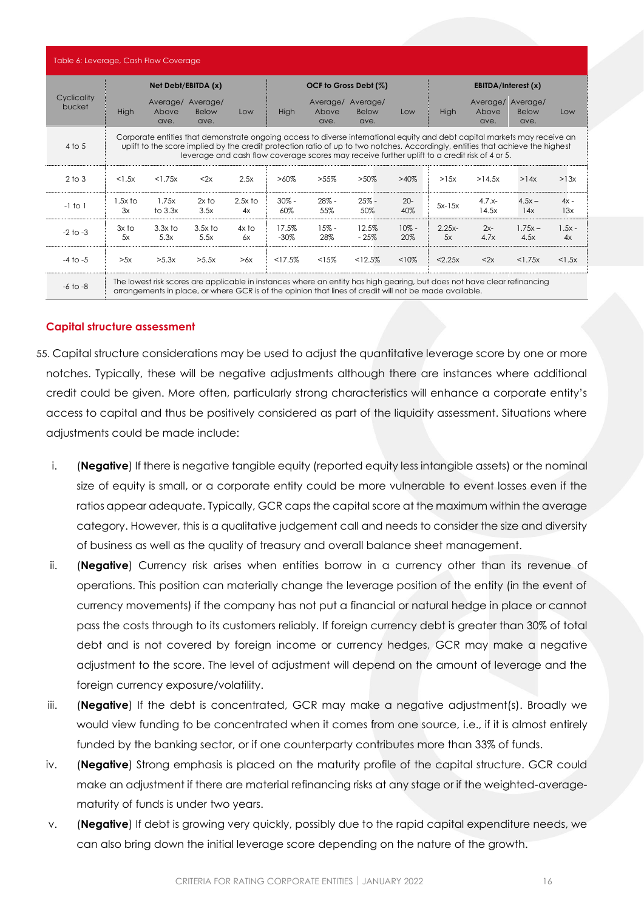Table 6: Leverage, Cash Flow Coverage

| Cyclicality bucket | Net Debt/EBITDA (x) | | | | OCF to Gross Debt (%) | | | | EBITDA/Interest (x) | | | |
|---|---|---|---|---|---|---|---|---|---|---|---|---|
| | High | Average/ Above ave. | Average/ Below ave. | Low | High | Average/ Above ave. | Average/ Below ave. | Low | High | Average/ Above ave. | Average/ Below ave. | Low |
| 4 to 5 | Corporate entities that demonstrate ongoing access to diverse international equity and debt capital markets may receive an uplift to the score implied by the credit protection ratio of up to two notches. Accordingly, entities that achieve the highest leverage and cash flow coverage scores may receive further uplift to a credit risk of 4 or 5. | | | | | | | | | | | |
| 2 to 3 | <1.5x | <1.75x | <2x | 2.5x | >60% | >55% | >50% | >40% | >15x | >14.5x | >14x | >13x |
| -1 to 1 | 1.5x to 3x | 1.75x to 3.3x | 2x to 3.5x | 2.5x to 4x | 30% - 60% | 28% - 55% | 25% - 50% | 20- 40% | 5x-15x | 4.7.x- 14.5x | 4.5x – 14x | 4x - 13x |
| -2 to -3 | 3x to 5x | 3.3x to 5.3x | 3.5x to 5.5x | 4x to 6x | 17.5% -30% | 15% - 28% | 12.5% - 25% | 10% - 20% | 2.25x- 5x | 2x- 4.7x | 1.75x – 4.5x | 1.5x - 4x |
| -4 to -5 | >5x | >5.3x | >5.5x | >6x | <17.5% | <15% | <12.5% | <10% | <2.25x | <2x | <1.75x | <1.5x |
| -6 to -8 | The lowest risk scores are applicable in instances where an entity has high gearing, but does not have clear refinancing arrangements in place, or where GCR is of the opinion that lines of credit will not be made available. | | | | | | | | | | | |

### Capital structure assessment

55. Capital structure considerations may be used to adjust the quantitative leverage score by one or more notches. Typically, these will be negative adjustments although there are instances where additional credit could be given. More often, particularly strong characteristics will enhance a corporate entity's access to capital and thus be positively considered as part of the liquidity assessment. Situations where adjustments could be made include:

    i. (**Negative**) If there is negative tangible equity (reported equity less intangible assets) or the nominal size of equity is small, or a corporate entity could be more vulnerable to event losses even if the ratios appear adequate. Typically, GCR caps the capital score at the maximum within the average category. However, this is a qualitative judgement call and needs to consider the size and diversity of business as well as the quality of treasury and overall balance sheet management.

    ii. (**Negative**) Currency risk arises when entities borrow in a currency other than its revenue of operations. This position can materially change the leverage position of the entity (in the event of currency movements) if the company has not put a financial or natural hedge in place or cannot pass the costs through to its customers reliably. If foreign currency debt is greater than 30% of total debt and is not covered by foreign income or currency hedges, GCR may make a negative adjustment to the score. The level of adjustment will depend on the amount of leverage and the foreign currency exposure/volatility.

    iii. (**Negative**) If the debt is concentrated, GCR may make a negative adjustment(s). Broadly we would view funding to be concentrated when it comes from one source, i.e., if it is almost entirely funded by the banking sector, or if one counterparty contributes more than 33% of funds.

    iv. (**Negative**) Strong emphasis is placed on the maturity profile of the capital structure. GCR could make an adjustment if there are material refinancing risks at any stage or if the weighted-average-maturity of funds is under two years.

    v. (**Negative**) If debt is growing very quickly, possibly due to the rapid capital expenditure needs, we can also bring down the initial leverage score depending on the nature of the growth.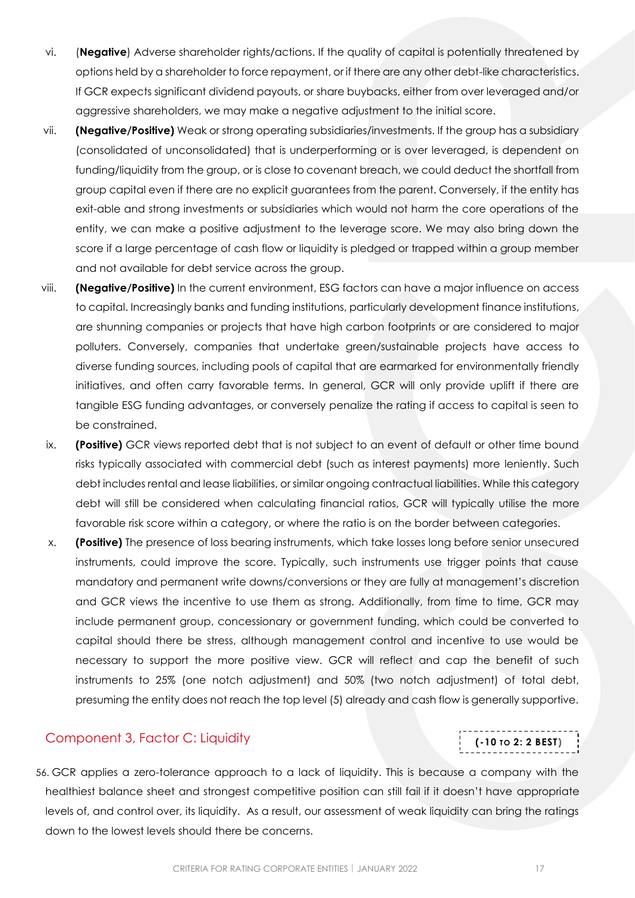vi. (**Negative**) Adverse shareholder rights/actions. If the quality of capital is potentially threatened by options held by a shareholder to force repayment, or if there are any other debt-like characteristics. If GCR expects significant dividend payouts, or share buybacks, either from over leveraged and/or aggressive shareholders, we may make a negative adjustment to the initial score.

vii. **(Negative/Positive)** Weak or strong operating subsidiaries/investments. If the group has a subsidiary (consolidated of unconsolidated) that is underperforming or is over leveraged, is dependent on funding/liquidity from the group, or is close to covenant breach, we could deduct the shortfall from group capital even if there are no explicit guarantees from the parent. Conversely, if the entity has exit-able and strong investments or subsidiaries which would not harm the core operations of the entity, we can make a positive adjustment to the leverage score. We may also bring down the score if a large percentage of cash flow or liquidity is pledged or trapped within a group member and not available for debt service across the group.

viii. **(Negative/Positive)** In the current environment, ESG factors can have a major influence on access to capital. Increasingly banks and funding institutions, particularly development finance institutions, are shunning companies or projects that have high carbon footprints or are considered to major polluters. Conversely, companies that undertake green/sustainable projects have access to diverse funding sources, including pools of capital that are earmarked for environmentally friendly initiatives, and often carry favorable terms. In general, GCR will only provide uplift if there are tangible ESG funding advantages, or conversely penalize the rating if access to capital is seen to be constrained.

ix. **(Positive)** GCR views reported debt that is not subject to an event of default or other time bound risks typically associated with commercial debt (such as interest payments) more leniently. Such debt includes rental and lease liabilities, or similar ongoing contractual liabilities. While this category debt will still be considered when calculating financial ratios, GCR will typically utilise the more favorable risk score within a category, or where the ratio is on the border between categories.

x. **(Positive)** The presence of loss bearing instruments, which take losses long before senior unsecured instruments, could improve the score. Typically, such instruments use trigger points that cause mandatory and permanent write downs/conversions or they are fully at management's discretion and GCR views the incentive to use them as strong. Additionally, from time to time, GCR may include permanent group, concessionary or government funding, which could be converted to capital should there be stress, although management control and incentive to use would be necessary to support the more positive view. GCR will reflect and cap the benefit of such instruments to 25% (one notch adjustment) and 50% (two notch adjustment) of total debt, presuming the entity does not reach the top level (5) already and cash flow is generally supportive.

## Component 3, Factor C: Liquidity

**(-10 TO 2: 2 BEST)**

56. GCR applies a zero-tolerance approach to a lack of liquidity. This is because a company with the healthiest balance sheet and strongest competitive position can still fail if it doesn't have appropriate levels of, and control over, its liquidity. As a result, our assessment of weak liquidity can bring the ratings down to the lowest levels should there be concerns.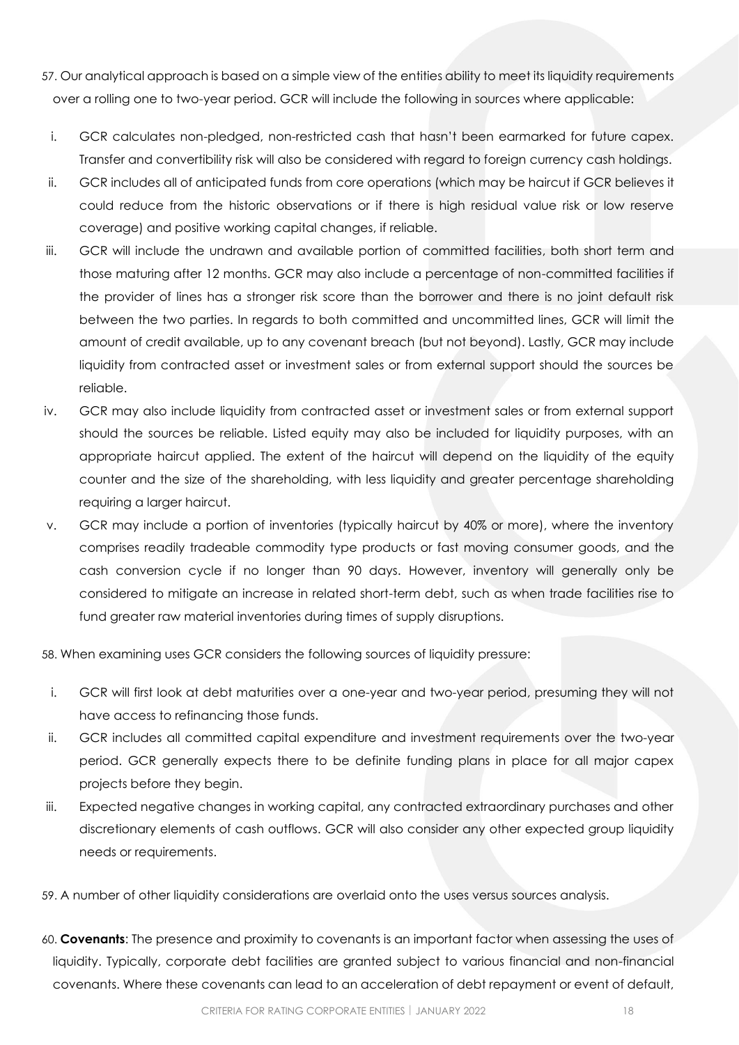57. Our analytical approach is based on a simple view of the entities ability to meet its liquidity requirements over a rolling one to two-year period. GCR will include the following in sources where applicable:

i. GCR calculates non-pledged, non-restricted cash that hasn't been earmarked for future capex. Transfer and convertibility risk will also be considered with regard to foreign currency cash holdings.

ii. GCR includes all of anticipated funds from core operations (which may be haircut if GCR believes it could reduce from the historic observations or if there is high residual value risk or low reserve coverage) and positive working capital changes, if reliable.

iii. GCR will include the undrawn and available portion of committed facilities, both short term and those maturing after 12 months. GCR may also include a percentage of non-committed facilities if the provider of lines has a stronger risk score than the borrower and there is no joint default risk between the two parties. In regards to both committed and uncommitted lines, GCR will limit the amount of credit available, up to any covenant breach (but not beyond). Lastly, GCR may include liquidity from contracted asset or investment sales or from external support should the sources be reliable.

iv. GCR may also include liquidity from contracted asset or investment sales or from external support should the sources be reliable. Listed equity may also be included for liquidity purposes, with an appropriate haircut applied. The extent of the haircut will depend on the liquidity of the equity counter and the size of the shareholding, with less liquidity and greater percentage shareholding requiring a larger haircut.

v. GCR may include a portion of inventories (typically haircut by 40% or more), where the inventory comprises readily tradeable commodity type products or fast moving consumer goods, and the cash conversion cycle if no longer than 90 days. However, inventory will generally only be considered to mitigate an increase in related short-term debt, such as when trade facilities rise to fund greater raw material inventories during times of supply disruptions.

58. When examining uses GCR considers the following sources of liquidity pressure:

i. GCR will first look at debt maturities over a one-year and two-year period, presuming they will not have access to refinancing those funds.

ii. GCR includes all committed capital expenditure and investment requirements over the two-year period. GCR generally expects there to be definite funding plans in place for all major capex projects before they begin.

iii. Expected negative changes in working capital, any contracted extraordinary purchases and other discretionary elements of cash outflows. GCR will also consider any other expected group liquidity needs or requirements.

59. A number of other liquidity considerations are overlaid onto the uses versus sources analysis.

60. **Covenants**: The presence and proximity to covenants is an important factor when assessing the uses of liquidity. Typically, corporate debt facilities are granted subject to various financial and non-financial covenants. Where these covenants can lead to an acceleration of debt repayment or event of default,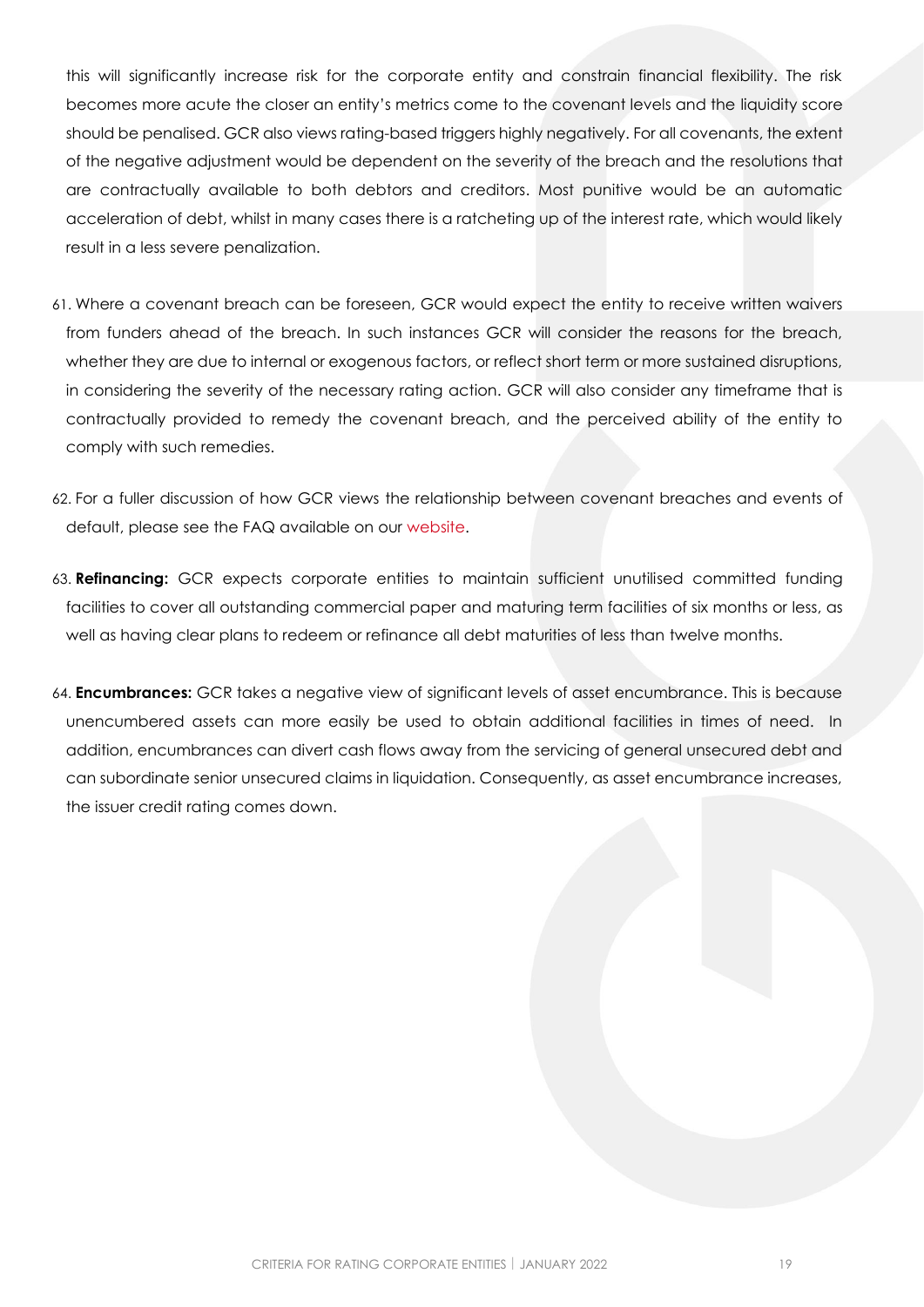this will significantly increase risk for the corporate entity and constrain financial flexibility. The risk becomes more acute the closer an entity's metrics come to the covenant levels and the liquidity score should be penalised. GCR also views rating-based triggers highly negatively. For all covenants, the extent of the negative adjustment would be dependent on the severity of the breach and the resolutions that are contractually available to both debtors and creditors. Most punitive would be an automatic acceleration of debt, whilst in many cases there is a ratcheting up of the interest rate, which would likely result in a less severe penalization.

61. Where a covenant breach can be foreseen, GCR would expect the entity to receive written waivers from funders ahead of the breach. In such instances GCR will consider the reasons for the breach, whether they are due to internal or exogenous factors, or reflect short term or more sustained disruptions, in considering the severity of the necessary rating action. GCR will also consider any timeframe that is contractually provided to remedy the covenant breach, and the perceived ability of the entity to comply with such remedies.

62. For a fuller discussion of how GCR views the relationship between covenant breaches and events of default, please see the FAQ available on our website.

63. **Refinancing:** GCR expects corporate entities to maintain sufficient unutilised committed funding facilities to cover all outstanding commercial paper and maturing term facilities of six months or less, as well as having clear plans to redeem or refinance all debt maturities of less than twelve months.

64. **Encumbrances:** GCR takes a negative view of significant levels of asset encumbrance. This is because unencumbered assets can more easily be used to obtain additional facilities in times of need. In addition, encumbrances can divert cash flows away from the servicing of general unsecured debt and can subordinate senior unsecured claims in liquidation. Consequently, as asset encumbrance increases, the issuer credit rating comes down.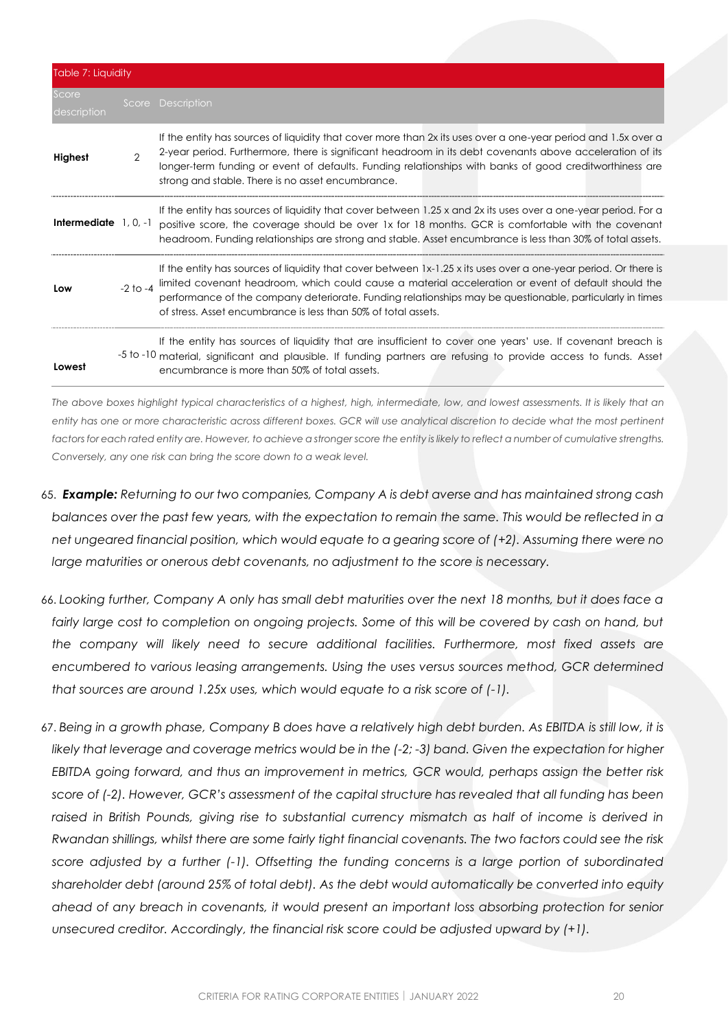| Table 7: Liquidity | | |
|---|---|---|
| Score description | Score | Description |
| **Highest** | 2 | If the entity has sources of liquidity that cover more than 2x its uses over a one-year period and 1.5x over a 2-year period. Furthermore, there is significant headroom in its debt covenants above acceleration of its longer-term funding or event of defaults. Funding relationships with banks of good creditworthiness are strong and stable. There is no asset encumbrance. |
| **Intermediate** | 1, 0, -1 | If the entity has sources of liquidity that cover between 1.25 x and 2x its uses over a one-year period. For a positive score, the coverage should be over 1x for 18 months. GCR is comfortable with the covenant headroom. Funding relationships are strong and stable. Asset encumbrance is less than 30% of total assets. |
| **Low** | -2 to -4 | If the entity has sources of liquidity that cover between 1x-1.25 x its uses over a one-year period. Or there is limited covenant headroom, which could cause a material acceleration or event of default should the performance of the company deteriorate. Funding relationships may be questionable, particularly in times of stress. Asset encumbrance is less than 50% of total assets. |
| **Lowest** | -5 to -10 | If the entity has sources of liquidity that are insufficient to cover one years' use. If covenant breach is material, significant and plausible. If funding partners are refusing to provide access to funds. Asset encumbrance is more than 50% of total assets. |

*The above boxes highlight typical characteristics of a highest, high, intermediate, low, and lowest assessments. It is likely that an entity has one or more characteristic across different boxes. GCR will use analytical discretion to decide what the most pertinent factors for each rated entity are. However, to achieve a stronger score the entity is likely to reflect a number of cumulative strengths. Conversely, any one risk can bring the score down to a weak level.*

65. ***Example:*** *Returning to our two companies, Company A is debt averse and has maintained strong cash balances over the past few years, with the expectation to remain the same. This would be reflected in a net ungeared financial position, which would equate to a gearing score of (+2). Assuming there were no large maturities or onerous debt covenants, no adjustment to the score is necessary.*

66. *Looking further, Company A only has small debt maturities over the next 18 months, but it does face a fairly large cost to completion on ongoing projects. Some of this will be covered by cash on hand, but the company will likely need to secure additional facilities. Furthermore, most fixed assets are encumbered to various leasing arrangements. Using the uses versus sources method, GCR determined that sources are around 1.25x uses, which would equate to a risk score of (-1).*

67. *Being in a growth phase, Company B does have a relatively high debt burden. As EBITDA is still low, it is likely that leverage and coverage metrics would be in the (-2; -3) band. Given the expectation for higher EBITDA going forward, and thus an improvement in metrics, GCR would, perhaps assign the better risk score of (-2). However, GCR's assessment of the capital structure has revealed that all funding has been raised in British Pounds, giving rise to substantial currency mismatch as half of income is derived in Rwandan shillings, whilst there are some fairly tight financial covenants. The two factors could see the risk score adjusted by a further (-1). Offsetting the funding concerns is a large portion of subordinated shareholder debt (around 25% of total debt). As the debt would automatically be converted into equity ahead of any breach in covenants, it would present an important loss absorbing protection for senior unsecured creditor. Accordingly, the financial risk score could be adjusted upward by (+1).*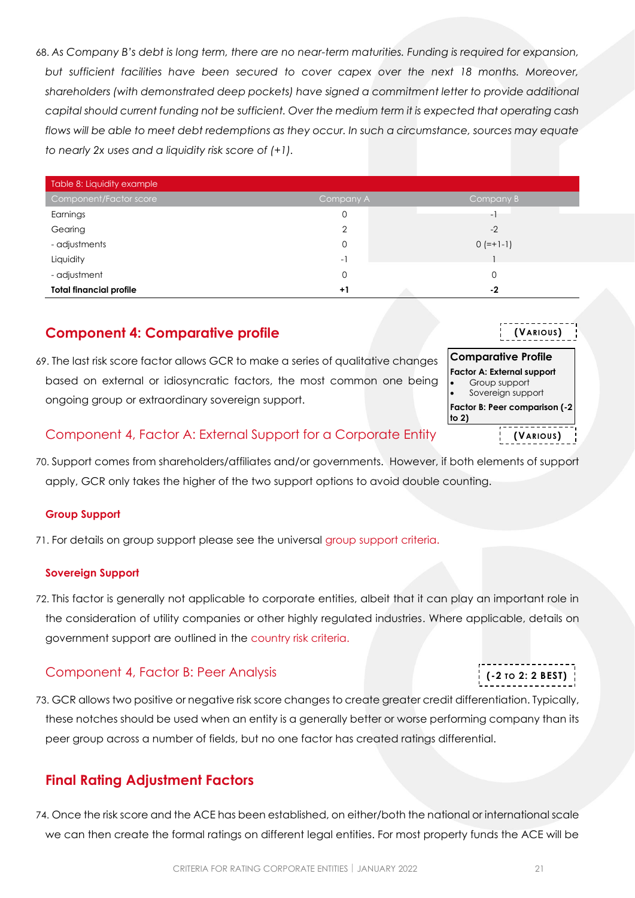68. *As Company B's debt is long term, there are no near-term maturities. Funding is required for expansion, but sufficient facilities have been secured to cover capex over the next 18 months. Moreover, shareholders (with demonstrated deep pockets) have signed a commitment letter to provide additional capital should current funding not be sufficient. Over the medium term it is expected that operating cash flows will be able to meet debt redemptions as they occur. In such a circumstance, sources may equate to nearly 2x uses and a liquidity risk score of (+1).*

Table 8: Liquidity example

| Component/Factor score | Company A | Company B |
|---|---|---|
| Earnings | 0 | -1 |
| Gearing | 2 | -2 |
| - adjustments | 0 | 0 (=+1-1) |
| Liquidity | -1 | 1 |
| - adjustment | 0 | 0 |
| **Total financial profile** | **+1** | **-2** |

## Component 4: Comparative profile

**(VARIOUS)**

**Comparative Profile**
**Factor A: External support**
- Group support
- Sovereign support

**Factor B: Peer comparison (-2 to 2)**

69. The last risk score factor allows GCR to make a series of qualitative changes based on external or idiosyncratic factors, the most common one being ongoing group or extraordinary sovereign support.

### Component 4, Factor A: External Support for a Corporate Entity

**(VARIOUS)**

70. Support comes from shareholders/affiliates and/or governments. However, if both elements of support apply, GCR only takes the higher of the two support options to avoid double counting.

#### Group Support

71. For details on group support please see the universal group support criteria.

#### Sovereign Support

72. This factor is generally not applicable to corporate entities, albeit that it can play an important role in the consideration of utility companies or other highly regulated industries. Where applicable, details on government support are outlined in the country risk criteria.

### Component 4, Factor B: Peer Analysis

**(-2 TO 2: 2 BEST)**

73. GCR allows two positive or negative risk score changes to create greater credit differentiation. Typically, these notches should be used when an entity is a generally better or worse performing company than its peer group across a number of fields, but no one factor has created ratings differential.

## Final Rating Adjustment Factors

74. Once the risk score and the ACE has been established, on either/both the national or international scale we can then create the formal ratings on different legal entities. For most property funds the ACE will be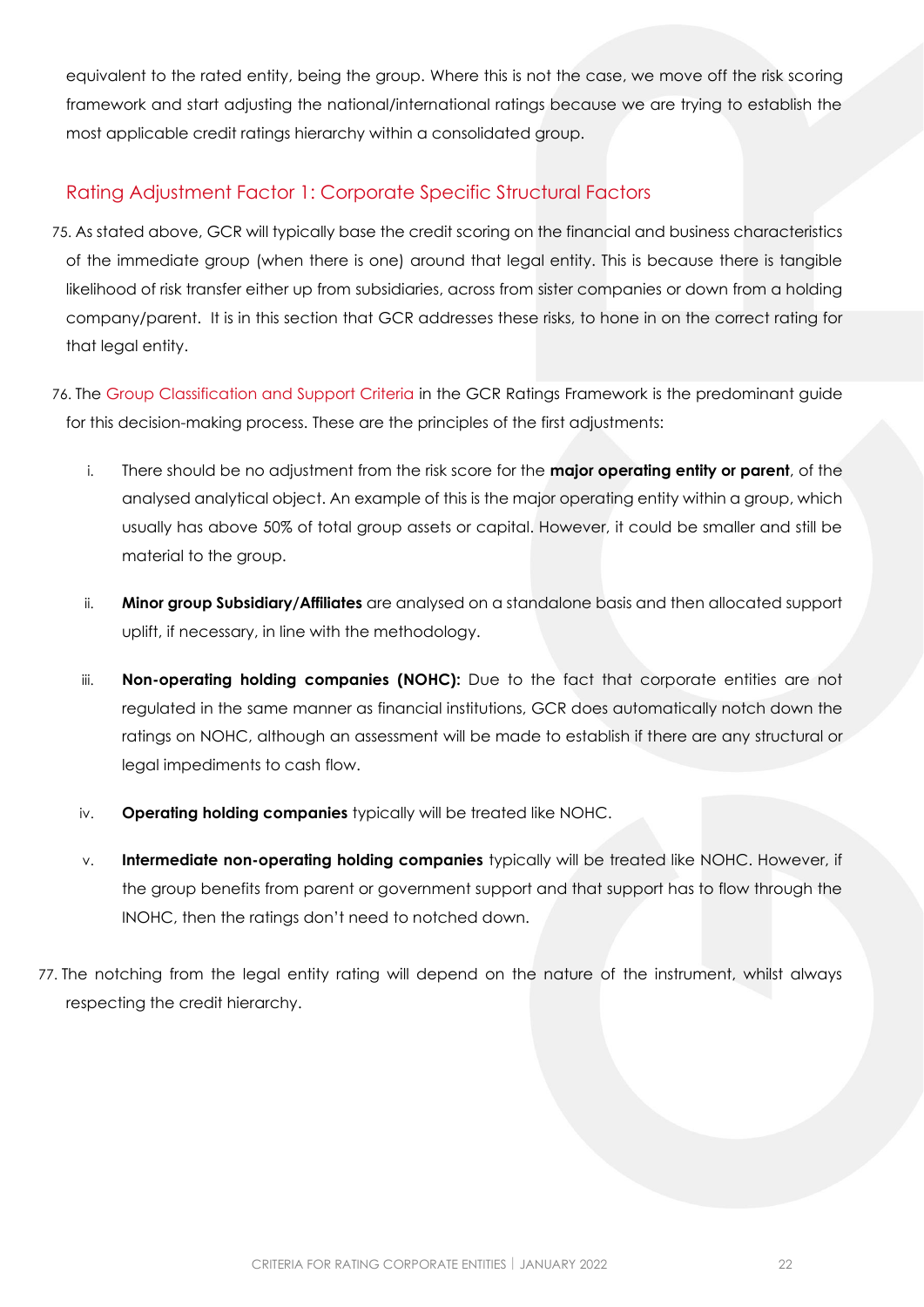equivalent to the rated entity, being the group. Where this is not the case, we move off the risk scoring framework and start adjusting the national/international ratings because we are trying to establish the most applicable credit ratings hierarchy within a consolidated group.

## Rating Adjustment Factor 1: Corporate Specific Structural Factors

75. As stated above, GCR will typically base the credit scoring on the financial and business characteristics of the immediate group (when there is one) around that legal entity. This is because there is tangible likelihood of risk transfer either up from subsidiaries, across from sister companies or down from a holding company/parent.  It is in this section that GCR addresses these risks, to hone in on the correct rating for that legal entity.

76. The Group Classification and Support Criteria in the GCR Ratings Framework is the predominant guide for this decision-making process. These are the principles of the first adjustments:

    i. There should be no adjustment from the risk score for the **major operating entity or parent**, of the analysed analytical object. An example of this is the major operating entity within a group, which usually has above 50% of total group assets or capital. However, it could be smaller and still be material to the group.

    ii. **Minor group Subsidiary/Affiliates** are analysed on a standalone basis and then allocated support uplift, if necessary, in line with the methodology.

    iii. **Non-operating holding companies (NOHC):** Due to the fact that corporate entities are not regulated in the same manner as financial institutions, GCR does automatically notch down the ratings on NOHC, although an assessment will be made to establish if there are any structural or legal impediments to cash flow.

    iv. **Operating holding companies** typically will be treated like NOHC.

    v. **Intermediate non-operating holding companies** typically will be treated like NOHC. However, if the group benefits from parent or government support and that support has to flow through the INOHC, then the ratings don't need to notched down.

77. The notching from the legal entity rating will depend on the nature of the instrument, whilst always respecting the credit hierarchy.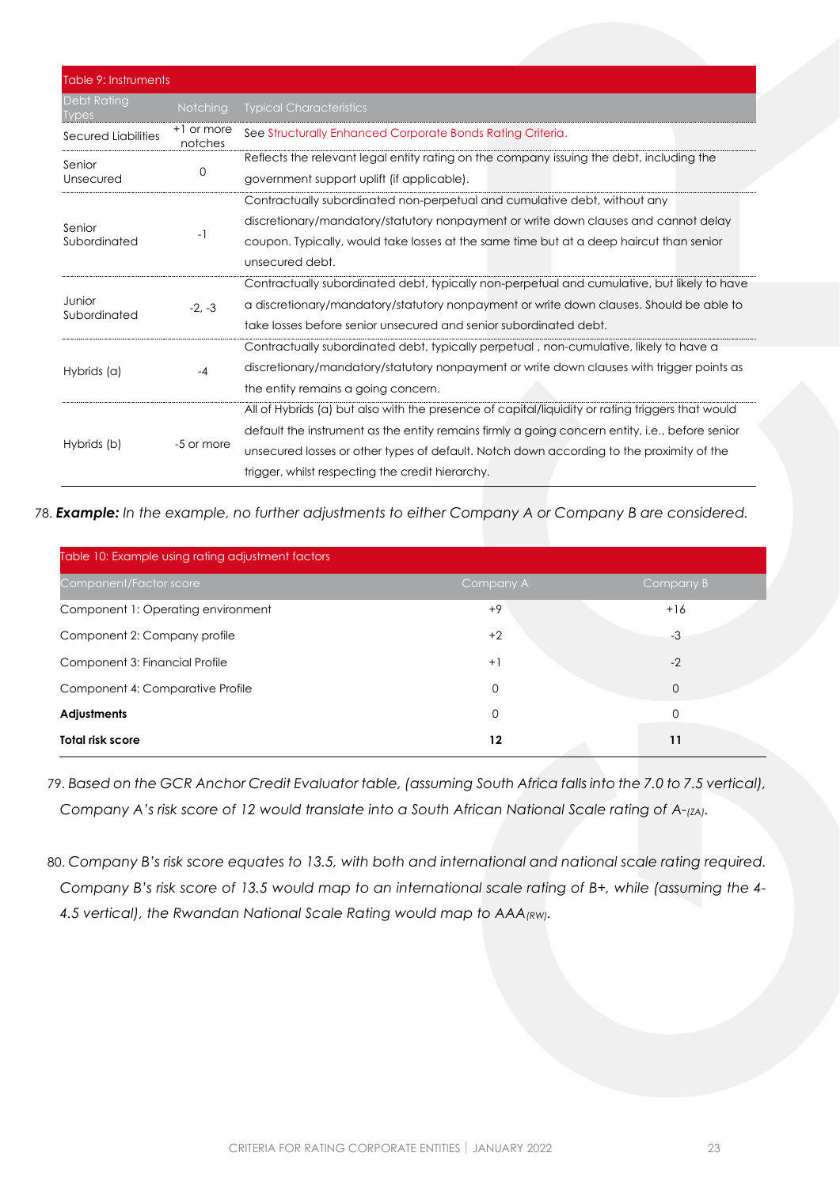Table 9: Instruments

| Debt Rating Types | Notching | Typical Characteristics |
| --- | --- | --- |
| Secured Liabilities | +1 or more notches | See Structurally Enhanced Corporate Bonds Rating Criteria. |
| Senior Unsecured | 0 | Reflects the relevant legal entity rating on the company issuing the debt, including the government support uplift (if applicable). |
| Senior Subordinated | -1 | Contractually subordinated non-perpetual and cumulative debt, without any discretionary/mandatory/statutory nonpayment or write down clauses and cannot delay coupon. Typically, would take losses at the same time but at a deep haircut than senior unsecured debt. |
| Junior Subordinated | -2, -3 | Contractually subordinated debt, typically non-perpetual and cumulative, but likely to have a discretionary/mandatory/statutory nonpayment or write down clauses. Should be able to take losses before senior unsecured and senior subordinated debt. |
| Hybrids (a) | -4 | Contractually subordinated debt, typically perpetual , non-cumulative, likely to have a discretionary/mandatory/statutory nonpayment or write down clauses with trigger points as the entity remains a going concern. |
| Hybrids (b) | -5 or more | All of Hybrids (a) but also with the presence of capital/liquidity or rating triggers that would default the instrument as the entity remains firmly a going concern entity, i.e., before senior unsecured losses or other types of default. Notch down according to the proximity of the trigger, whilst respecting the credit hierarchy. |

78. ***Example:*** *In the example, no further adjustments to either Company A or Company B are considered.*

Table 10: Example using rating adjustment factors

| Component/Factor score | Company A | Company B |
| --- | --- | --- |
| Component 1: Operating environment | +9 | +16 |
| Component 2: Company profile | +2 | -3 |
| Component 3: Financial Profile | +1 | -2 |
| Component 4: Comparative Profile | 0 | 0 |
| **Adjustments** | 0 | 0 |
| **Total risk score** | **12** | **11** |

79. *Based on the GCR Anchor Credit Evaluator table, (assuming South Africa falls into the 7.0 to 7.5 vertical), Company A's risk score of 12 would translate into a South African National Scale rating of A-$_{(ZA)}$.*

80. *Company B's risk score equates to 13.5, with both and international and national scale rating required. Company B's risk score of 13.5 would map to an international scale rating of B+, while (assuming the 4-4.5 vertical), the Rwandan National Scale Rating would map to AAA$_{(RW)}$.*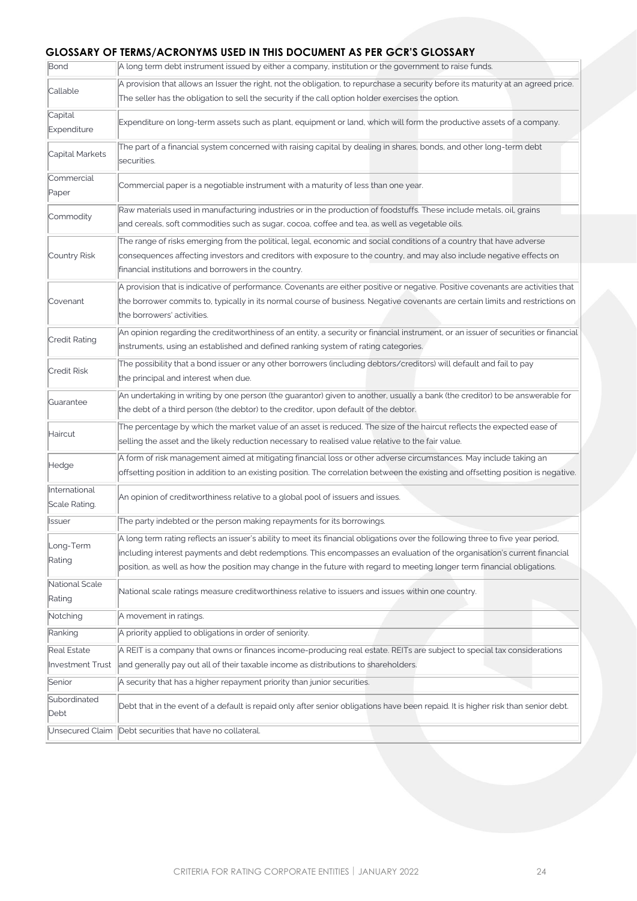## GLOSSARY OF TERMS/ACRONYMS USED IN THIS DOCUMENT AS PER GCR'S GLOSSARY

| | |
|---|---|
| Bond | A long term debt instrument issued by either a company, institution or the government to raise funds. |
| Callable | A provision that allows an Issuer the right, not the obligation, to repurchase a security before its maturity at an agreed price. The seller has the obligation to sell the security if the call option holder exercises the option. |
| Capital Expenditure | Expenditure on long-term assets such as plant, equipment or land, which will form the productive assets of a company. |
| Capital Markets | The part of a financial system concerned with raising capital by dealing in shares, bonds, and other long-term debt securities. |
| Commercial Paper | Commercial paper is a negotiable instrument with a maturity of less than one year. |
| Commodity | Raw materials used in manufacturing industries or in the production of foodstuffs. These include metals, oil, grains and cereals, soft commodities such as sugar, cocoa, coffee and tea, as well as vegetable oils. |
| Country Risk | The range of risks emerging from the political, legal, economic and social conditions of a country that have adverse consequences affecting investors and creditors with exposure to the country, and may also include negative effects on financial institutions and borrowers in the country. |
| Covenant | A provision that is indicative of performance. Covenants are either positive or negative. Positive covenants are activities that the borrower commits to, typically in its normal course of business. Negative covenants are certain limits and restrictions on the borrowers' activities. |
| Credit Rating | An opinion regarding the creditworthiness of an entity, a security or financial instrument, or an issuer of securities or financial instruments, using an established and defined ranking system of rating categories. |
| Credit Risk | The possibility that a bond issuer or any other borrowers (including debtors/creditors) will default and fail to pay the principal and interest when due. |
| Guarantee | An undertaking in writing by one person (the guarantor) given to another, usually a bank (the creditor) to be answerable for the debt of a third person (the debtor) to the creditor, upon default of the debtor. |
| Haircut | The percentage by which the market value of an asset is reduced. The size of the haircut reflects the expected ease of selling the asset and the likely reduction necessary to realised value relative to the fair value. |
| Hedge | A form of risk management aimed at mitigating financial loss or other adverse circumstances. May include taking an offsetting position in addition to an existing position. The correlation between the existing and offsetting position is negative. |
| International Scale Rating. | An opinion of creditworthiness relative to a global pool of issuers and issues. |
| Issuer | The party indebted or the person making repayments for its borrowings. |
| Long-Term Rating | A long term rating reflects an issuer's ability to meet its financial obligations over the following three to five year period, including interest payments and debt redemptions. This encompasses an evaluation of the organisation's current financial position, as well as how the position may change in the future with regard to meeting longer term financial obligations. |
| National Scale Rating | National scale ratings measure creditworthiness relative to issuers and issues within one country. |
| Notching | A movement in ratings. |
| Ranking | A priority applied to obligations in order of seniority. |
| Real Estate Investment Trust | A REIT is a company that owns or finances income-producing real estate. REITs are subject to special tax considerations and generally pay out all of their taxable income as distributions to shareholders. |
| Senior | A security that has a higher repayment priority than junior securities. |
| Subordinated Debt | Debt that in the event of a default is repaid only after senior obligations have been repaid. It is higher risk than senior debt. |
| Unsecured Claim | Debt securities that have no collateral. |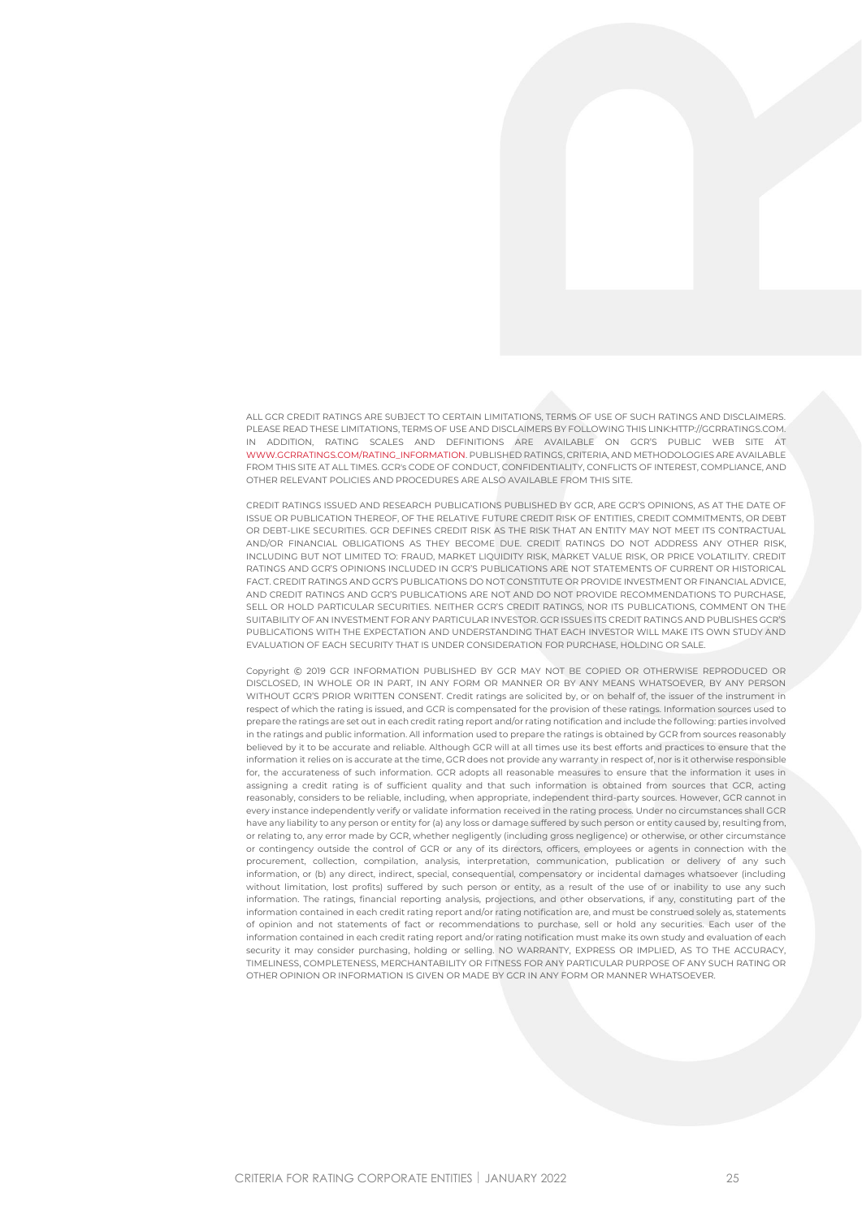ALL GCR CREDIT RATINGS ARE SUBJECT TO CERTAIN LIMITATIONS, TERMS OF USE OF SUCH RATINGS AND DISCLAIMERS. PLEASE READ THESE LIMITATIONS, TERMS OF USE AND DISCLAIMERS BY FOLLOWING THIS LINK:HTTP://GCRRATINGS.COM. IN ADDITION, RATING SCALES AND DEFINITIONS ARE AVAILABLE ON GCR'S PUBLIC WEB SITE AT WWW.GCRRATINGS.COM/RATING_INFORMATION. PUBLISHED RATINGS, CRITERIA, AND METHODOLOGIES ARE AVAILABLE FROM THIS SITE AT ALL TIMES. GCR's CODE OF CONDUCT, CONFIDENTIALITY, CONFLICTS OF INTEREST, COMPLIANCE, AND OTHER RELEVANT POLICIES AND PROCEDURES ARE ALSO AVAILABLE FROM THIS SITE.

CREDIT RATINGS ISSUED AND RESEARCH PUBLICATIONS PUBLISHED BY GCR, ARE GCR'S OPINIONS, AS AT THE DATE OF ISSUE OR PUBLICATION THEREOF, OF THE RELATIVE FUTURE CREDIT RISK OF ENTITIES, CREDIT COMMITMENTS, OR DEBT OR DEBT-LIKE SECURITIES. GCR DEFINES CREDIT RISK AS THE RISK THAT AN ENTITY MAY NOT MEET ITS CONTRACTUAL AND/OR FINANCIAL OBLIGATIONS AS THEY BECOME DUE. CREDIT RATINGS DO NOT ADDRESS ANY OTHER RISK, INCLUDING BUT NOT LIMITED TO: FRAUD, MARKET LIQUIDITY RISK, MARKET VALUE RISK, OR PRICE VOLATILITY. CREDIT RATINGS AND GCR'S OPINIONS INCLUDED IN GCR'S PUBLICATIONS ARE NOT STATEMENTS OF CURRENT OR HISTORICAL FACT. CREDIT RATINGS AND GCR'S PUBLICATIONS DO NOT CONSTITUTE OR PROVIDE INVESTMENT OR FINANCIAL ADVICE, AND CREDIT RATINGS AND GCR'S PUBLICATIONS ARE NOT AND DO NOT PROVIDE RECOMMENDATIONS TO PURCHASE, SELL OR HOLD PARTICULAR SECURITIES. NEITHER GCR'S CREDIT RATINGS, NOR ITS PUBLICATIONS, COMMENT ON THE SUITABILITY OF AN INVESTMENT FOR ANY PARTICULAR INVESTOR. GCR ISSUES ITS CREDIT RATINGS AND PUBLISHES GCR'S PUBLICATIONS WITH THE EXPECTATION AND UNDERSTANDING THAT EACH INVESTOR WILL MAKE ITS OWN STUDY AND EVALUATION OF EACH SECURITY THAT IS UNDER CONSIDERATION FOR PURCHASE, HOLDING OR SALE.

Copyright © 2019 GCR INFORMATION PUBLISHED BY GCR MAY NOT BE COPIED OR OTHERWISE REPRODUCED OR DISCLOSED, IN WHOLE OR IN PART, IN ANY FORM OR MANNER OR BY ANY MEANS WHATSOEVER, BY ANY PERSON WITHOUT GCR'S PRIOR WRITTEN CONSENT. Credit ratings are solicited by, or on behalf of, the issuer of the instrument in respect of which the rating is issued, and GCR is compensated for the provision of these ratings. Information sources used to prepare the ratings are set out in each credit rating report and/or rating notification and include the following: parties involved in the ratings and public information. All information used to prepare the ratings is obtained by GCR from sources reasonably believed by it to be accurate and reliable. Although GCR will at all times use its best efforts and practices to ensure that the information it relies on is accurate at the time, GCR does not provide any warranty in respect of, nor is it otherwise responsible for, the accurateness of such information. GCR adopts all reasonable measures to ensure that the information it uses in assigning a credit rating is of sufficient quality and that such information is obtained from sources that GCR, acting reasonably, considers to be reliable, including, when appropriate, independent third-party sources. However, GCR cannot in every instance independently verify or validate information received in the rating process. Under no circumstances shall GCR have any liability to any person or entity for (a) any loss or damage suffered by such person or entity caused by, resulting from, or relating to, any error made by GCR, whether negligently (including gross negligence) or otherwise, or other circumstance or contingency outside the control of GCR or any of its directors, officers, employees or agents in connection with the procurement, collection, compilation, analysis, interpretation, communication, publication or delivery of any such information, or (b) any direct, indirect, special, consequential, compensatory or incidental damages whatsoever (including without limitation, lost profits) suffered by such person or entity, as a result of the use of or inability to use any such information. The ratings, financial reporting analysis, projections, and other observations, if any, constituting part of the information contained in each credit rating report and/or rating notification are, and must be construed solely as, statements of opinion and not statements of fact or recommendations to purchase, sell or hold any securities. Each user of the information contained in each credit rating report and/or rating notification must make its own study and evaluation of each security it may consider purchasing, holding or selling. NO WARRANTY, EXPRESS OR IMPLIED, AS TO THE ACCURACY, TIMELINESS, COMPLETENESS, MERCHANTABILITY OR FITNESS FOR ANY PARTICULAR PURPOSE OF ANY SUCH RATING OR OTHER OPINION OR INFORMATION IS GIVEN OR MADE BY GCR IN ANY FORM OR MANNER WHATSOEVER.